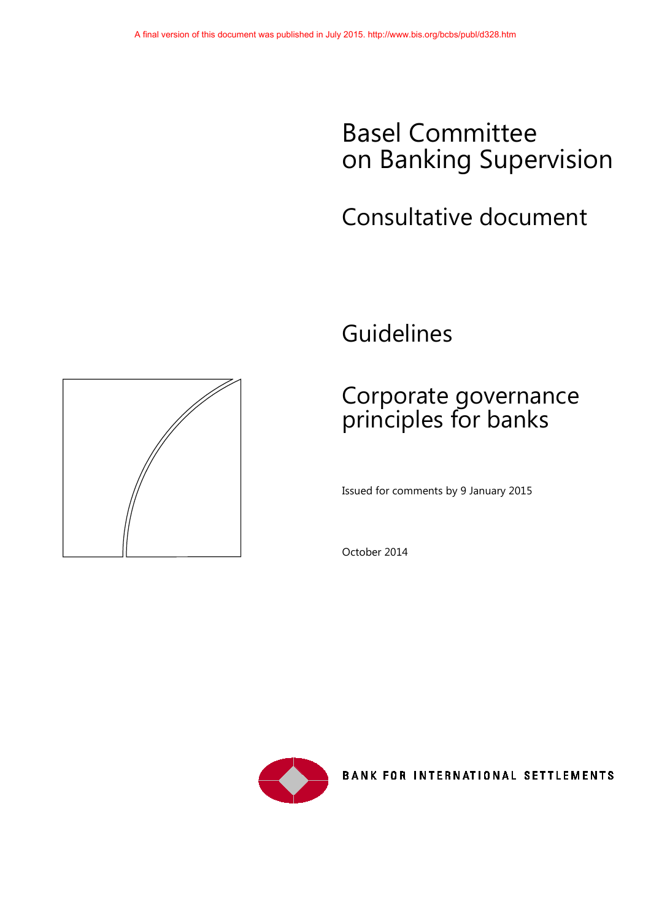A final version of this document was published in July 2015. http://www.bis.org/bcbs/publ/d328.htm

# Basel Committee on Banking Supervision

## Consultative document

## Guidelines

# Corporate governance principles for banks

Issued for comments by 9 January 2015

October 2014

BANK FOR INTERNATIONAL SETTLEMENTS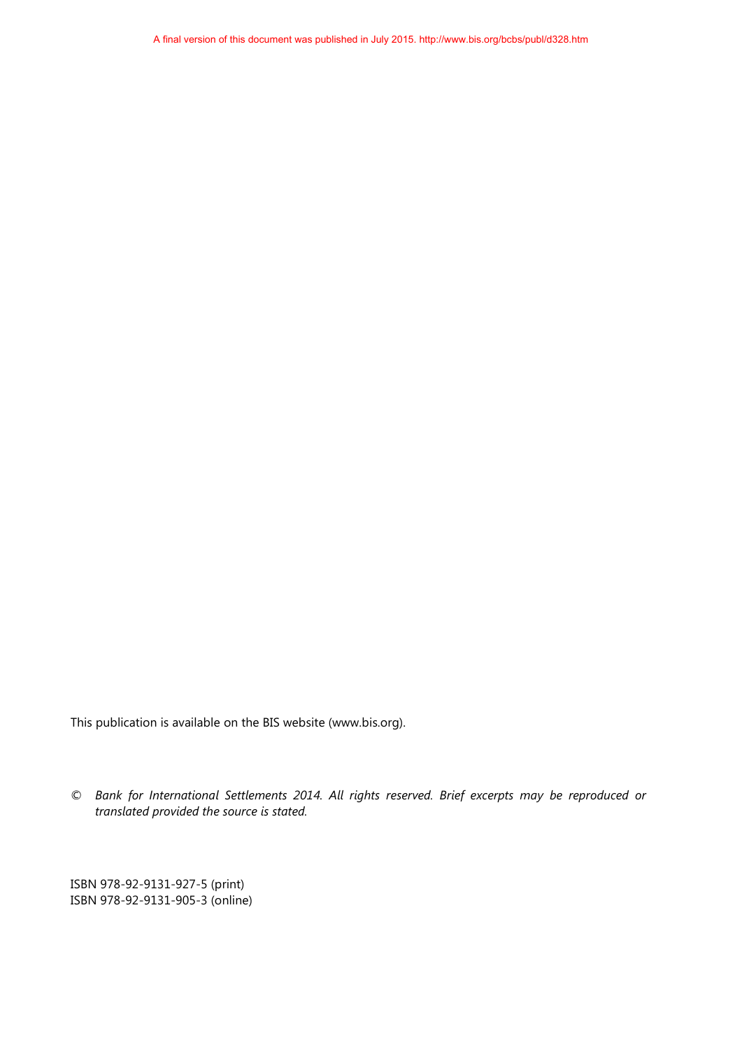A final version of this document was published in July 2015. http://www.bis.org/bcbs/publ/d328.htm

This publication is available on the BIS website (www.bis.org).

© *Bank for International Settlements 2014. All rights reserved. Brief excerpts may be reproduced or translated provided the source is stated.*

ISBN 978-92-9131-927-5 (print)
ISBN 978-92-9131-905-3 (online)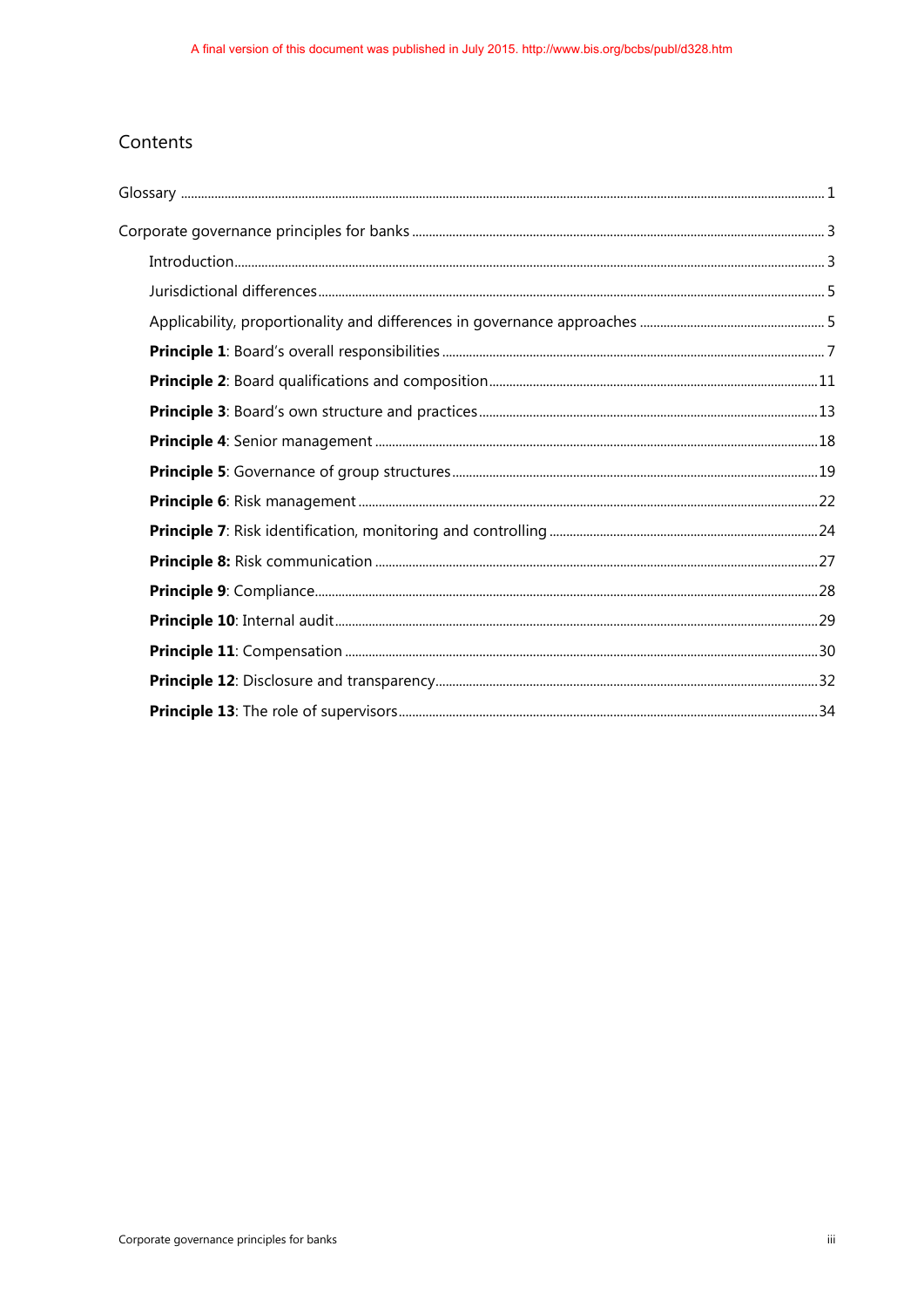## Contents

Glossary ..... 1

Corporate governance principles for banks ..... 3

- Introduction ..... 3
- Jurisdictional differences ..... 5
- Applicability, proportionality and differences in governance approaches ..... 5
- **Principle 1**: Board's overall responsibilities ..... 7
- **Principle 2**: Board qualifications and composition ..... 11
- **Principle 3**: Board's own structure and practices ..... 13
- **Principle 4**: Senior management ..... 18
- **Principle 5**: Governance of group structures ..... 19
- **Principle 6**: Risk management ..... 22
- **Principle 7**: Risk identification, monitoring and controlling ..... 24
- **Principle 8:** Risk communication ..... 27
- **Principle 9**: Compliance ..... 28
- **Principle 10**: Internal audit ..... 29
- **Principle 11**: Compensation ..... 30
- **Principle 12**: Disclosure and transparency ..... 32
- **Principle 13**: The role of supervisors ..... 34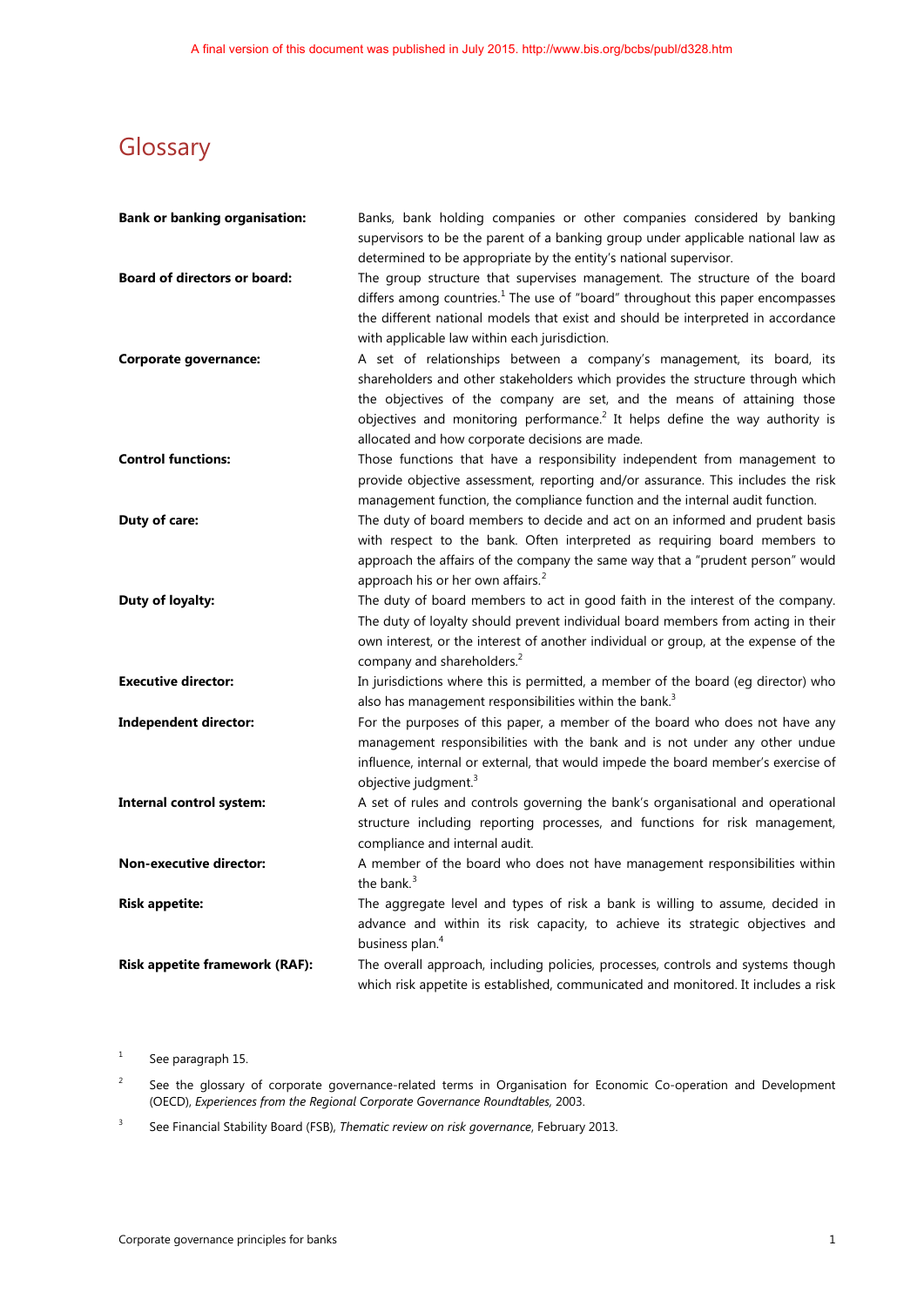A final version of this document was published in July 2015. http://www.bis.org/bcbs/publ/d328.htm

# Glossary

**Bank or banking organisation:** Banks, bank holding companies or other companies considered by banking supervisors to be the parent of a banking group under applicable national law as determined to be appropriate by the entity's national supervisor.

**Board of directors or board:** The group structure that supervises management. The structure of the board differs among countries.[1] The use of "board" throughout this paper encompasses the different national models that exist and should be interpreted in accordance with applicable law within each jurisdiction.

**Corporate governance:** A set of relationships between a company's management, its board, its shareholders and other stakeholders which provides the structure through which the objectives of the company are set, and the means of attaining those objectives and monitoring performance.[2] It helps define the way authority is allocated and how corporate decisions are made.

**Control functions:** Those functions that have a responsibility independent from management to provide objective assessment, reporting and/or assurance. This includes the risk management function, the compliance function and the internal audit function.

**Duty of care:** The duty of board members to decide and act on an informed and prudent basis with respect to the bank. Often interpreted as requiring board members to approach the affairs of the company the same way that a "prudent person" would approach his or her own affairs.[2]

**Duty of loyalty:** The duty of board members to act in good faith in the interest of the company. The duty of loyalty should prevent individual board members from acting in their own interest, or the interest of another individual or group, at the expense of the company and shareholders.[2]

**Executive director:** In jurisdictions where this is permitted, a member of the board (eg director) who also has management responsibilities within the bank.[3]

**Independent director:** For the purposes of this paper, a member of the board who does not have any management responsibilities with the bank and is not under any other undue influence, internal or external, that would impede the board member's exercise of objective judgment.[3]

**Internal control system:** A set of rules and controls governing the bank's organisational and operational structure including reporting processes, and functions for risk management, compliance and internal audit.

**Non-executive director:** A member of the board who does not have management responsibilities within the bank.[3]

**Risk appetite:** The aggregate level and types of risk a bank is willing to assume, decided in advance and within its risk capacity, to achieve its strategic objectives and business plan.[4]

**Risk appetite framework (RAF):** The overall approach, including policies, processes, controls and systems though which risk appetite is established, communicated and monitored. It includes a risk

[1] See paragraph 15.

[2] See the glossary of corporate governance-related terms in Organisation for Economic Co-operation and Development (OECD), *Experiences from the Regional Corporate Governance Roundtables,* 2003.

[3] See Financial Stability Board (FSB), *Thematic review on risk governance*, February 2013.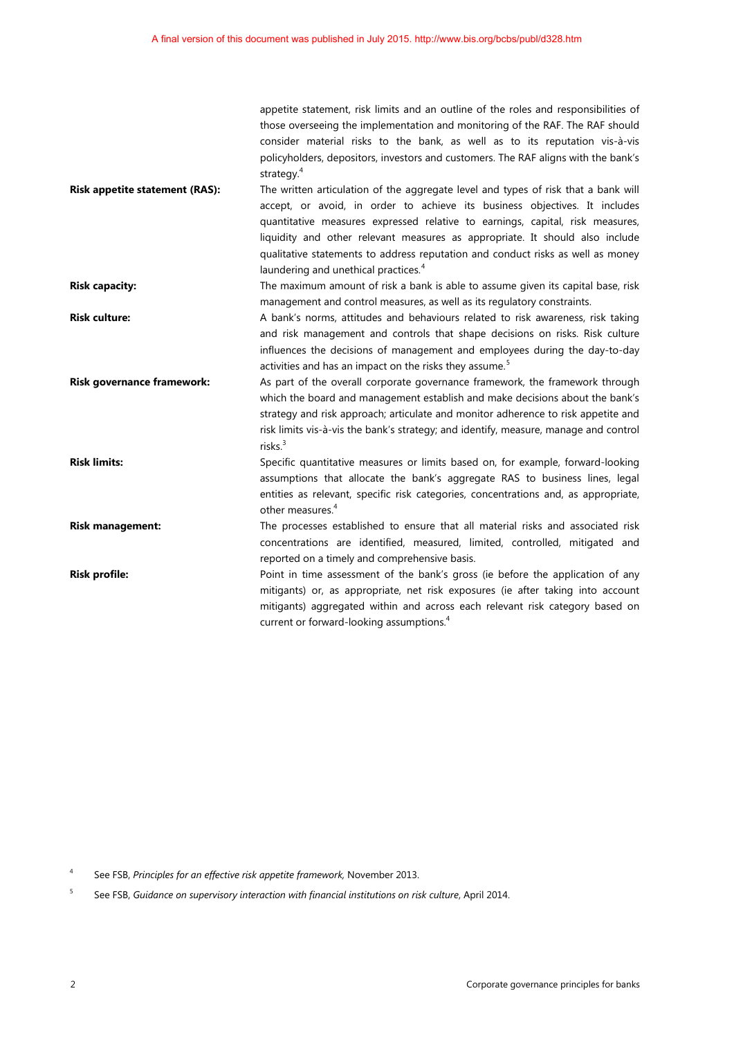appetite statement, risk limits and an outline of the roles and responsibilities of those overseeing the implementation and monitoring of the RAF. The RAF should consider material risks to the bank, as well as to its reputation vis-à-vis policyholders, depositors, investors and customers. The RAF aligns with the bank's strategy.[4]

**Risk appetite statement (RAS):** The written articulation of the aggregate level and types of risk that a bank will accept, or avoid, in order to achieve its business objectives. It includes quantitative measures expressed relative to earnings, capital, risk measures, liquidity and other relevant measures as appropriate. It should also include qualitative statements to address reputation and conduct risks as well as money laundering and unethical practices.[4]

**Risk capacity:** The maximum amount of risk a bank is able to assume given its capital base, risk management and control measures, as well as its regulatory constraints.

**Risk culture:** A bank's norms, attitudes and behaviours related to risk awareness, risk taking and risk management and controls that shape decisions on risks. Risk culture influences the decisions of management and employees during the day-to-day activities and has an impact on the risks they assume.[5]

**Risk governance framework:** As part of the overall corporate governance framework, the framework through which the board and management establish and make decisions about the bank's strategy and risk approach; articulate and monitor adherence to risk appetite and risk limits vis-à-vis the bank's strategy; and identify, measure, manage and control risks.[3]

**Risk limits:** Specific quantitative measures or limits based on, for example, forward-looking assumptions that allocate the bank's aggregate RAS to business lines, legal entities as relevant, specific risk categories, concentrations and, as appropriate, other measures.[4]

**Risk management:** The processes established to ensure that all material risks and associated risk concentrations are identified, measured, limited, controlled, mitigated and reported on a timely and comprehensive basis.

**Risk profile:** Point in time assessment of the bank's gross (ie before the application of any mitigants) or, as appropriate, net risk exposures (ie after taking into account mitigants) aggregated within and across each relevant risk category based on current or forward-looking assumptions.[4]

---

[4] See FSB, *Principles for an effective risk appetite framework,* November 2013.

[5] See FSB, *Guidance on supervisory interaction with financial institutions on risk culture*, April 2014.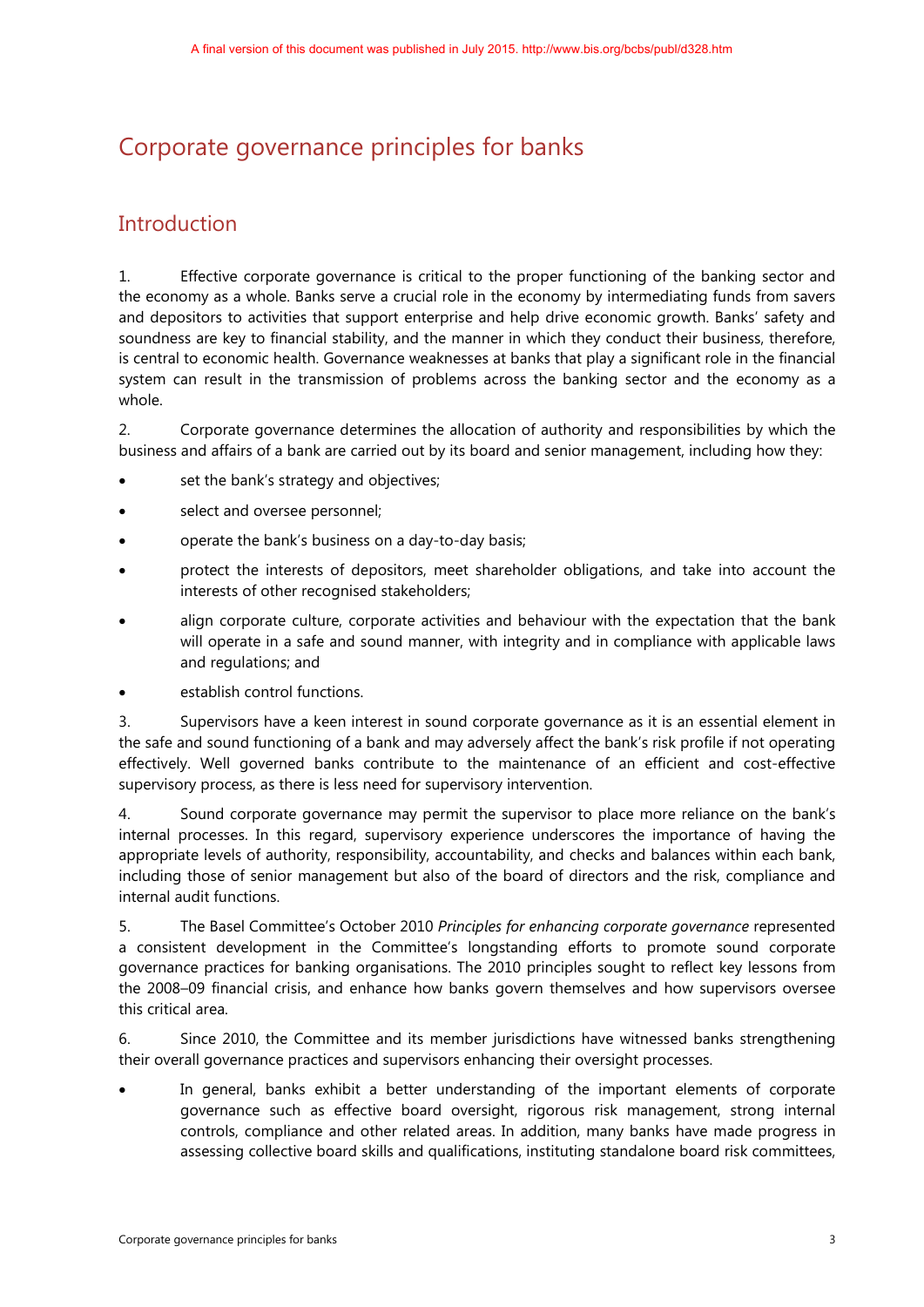A final version of this document was published in July 2015. http://www.bis.org/bcbs/publ/d328.htm

# Corporate governance principles for banks

## Introduction

1. Effective corporate governance is critical to the proper functioning of the banking sector and the economy as a whole. Banks serve a crucial role in the economy by intermediating funds from savers and depositors to activities that support enterprise and help drive economic growth. Banks' safety and soundness are key to financial stability, and the manner in which they conduct their business, therefore, is central to economic health. Governance weaknesses at banks that play a significant role in the financial system can result in the transmission of problems across the banking sector and the economy as a whole.

2. Corporate governance determines the allocation of authority and responsibilities by which the business and affairs of a bank are carried out by its board and senior management, including how they:

- set the bank's strategy and objectives;
- select and oversee personnel;
- operate the bank's business on a day-to-day basis;
- protect the interests of depositors, meet shareholder obligations, and take into account the interests of other recognised stakeholders;
- align corporate culture, corporate activities and behaviour with the expectation that the bank will operate in a safe and sound manner, with integrity and in compliance with applicable laws and regulations; and
- establish control functions.

3. Supervisors have a keen interest in sound corporate governance as it is an essential element in the safe and sound functioning of a bank and may adversely affect the bank's risk profile if not operating effectively. Well governed banks contribute to the maintenance of an efficient and cost-effective supervisory process, as there is less need for supervisory intervention.

4. Sound corporate governance may permit the supervisor to place more reliance on the bank's internal processes. In this regard, supervisory experience underscores the importance of having the appropriate levels of authority, responsibility, accountability, and checks and balances within each bank, including those of senior management but also of the board of directors and the risk, compliance and internal audit functions.

5. The Basel Committee's October 2010 *Principles for enhancing corporate governance* represented a consistent development in the Committee's longstanding efforts to promote sound corporate governance practices for banking organisations. The 2010 principles sought to reflect key lessons from the 2008–09 financial crisis, and enhance how banks govern themselves and how supervisors oversee this critical area.

6. Since 2010, the Committee and its member jurisdictions have witnessed banks strengthening their overall governance practices and supervisors enhancing their oversight processes.

- In general, banks exhibit a better understanding of the important elements of corporate governance such as effective board oversight, rigorous risk management, strong internal controls, compliance and other related areas. In addition, many banks have made progress in assessing collective board skills and qualifications, instituting standalone board risk committees,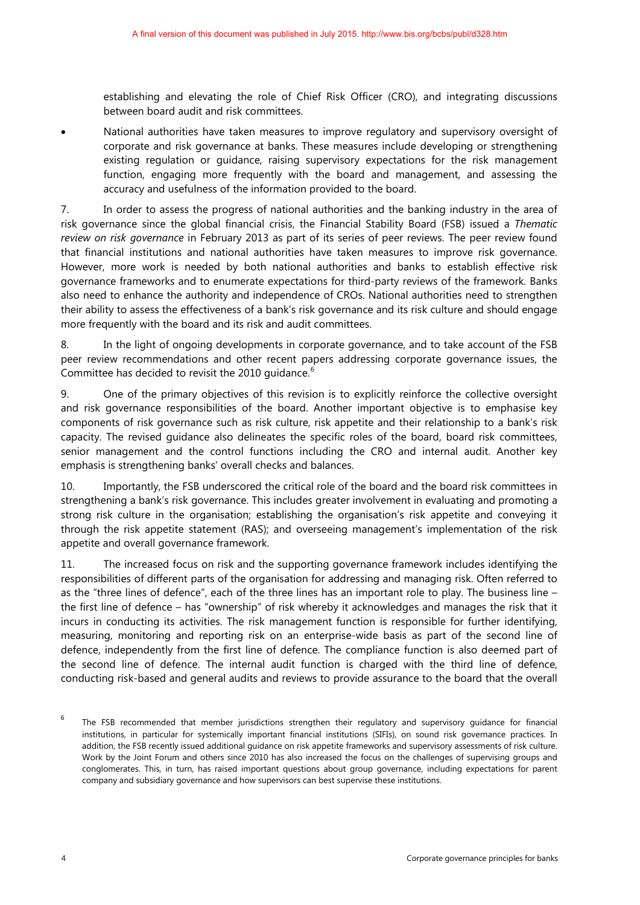establishing and elevating the role of Chief Risk Officer (CRO), and integrating discussions between board audit and risk committees.

- National authorities have taken measures to improve regulatory and supervisory oversight of corporate and risk governance at banks. These measures include developing or strengthening existing regulation or guidance, raising supervisory expectations for the risk management function, engaging more frequently with the board and management, and assessing the accuracy and usefulness of the information provided to the board.

7. In order to assess the progress of national authorities and the banking industry in the area of risk governance since the global financial crisis, the Financial Stability Board (FSB) issued a *Thematic review on risk governance* in February 2013 as part of its series of peer reviews. The peer review found that financial institutions and national authorities have taken measures to improve risk governance. However, more work is needed by both national authorities and banks to establish effective risk governance frameworks and to enumerate expectations for third-party reviews of the framework. Banks also need to enhance the authority and independence of CROs. National authorities need to strengthen their ability to assess the effectiveness of a bank's risk governance and its risk culture and should engage more frequently with the board and its risk and audit committees.

8. In the light of ongoing developments in corporate governance, and to take account of the FSB peer review recommendations and other recent papers addressing corporate governance issues, the Committee has decided to revisit the 2010 guidance.[6]

9. One of the primary objectives of this revision is to explicitly reinforce the collective oversight and risk governance responsibilities of the board. Another important objective is to emphasise key components of risk governance such as risk culture, risk appetite and their relationship to a bank's risk capacity. The revised guidance also delineates the specific roles of the board, board risk committees, senior management and the control functions including the CRO and internal audit. Another key emphasis is strengthening banks' overall checks and balances.

10. Importantly, the FSB underscored the critical role of the board and the board risk committees in strengthening a bank's risk governance. This includes greater involvement in evaluating and promoting a strong risk culture in the organisation; establishing the organisation's risk appetite and conveying it through the risk appetite statement (RAS); and overseeing management's implementation of the risk appetite and overall governance framework.

11. The increased focus on risk and the supporting governance framework includes identifying the responsibilities of different parts of the organisation for addressing and managing risk. Often referred to as the "three lines of defence", each of the three lines has an important role to play. The business line – the first line of defence – has "ownership" of risk whereby it acknowledges and manages the risk that it incurs in conducting its activities. The risk management function is responsible for further identifying, measuring, monitoring and reporting risk on an enterprise-wide basis as part of the second line of defence, independently from the first line of defence. The compliance function is also deemed part of the second line of defence. The internal audit function is charged with the third line of defence, conducting risk-based and general audits and reviews to provide assurance to the board that the overall

[6] The FSB recommended that member jurisdictions strengthen their regulatory and supervisory guidance for financial institutions, in particular for systemically important financial institutions (SIFIs), on sound risk governance practices. In addition, the FSB recently issued additional guidance on risk appetite frameworks and supervisory assessments of risk culture. Work by the Joint Forum and others since 2010 has also increased the focus on the challenges of supervising groups and conglomerates. This, in turn, has raised important questions about group governance, including expectations for parent company and subsidiary governance and how supervisors can best supervise these institutions.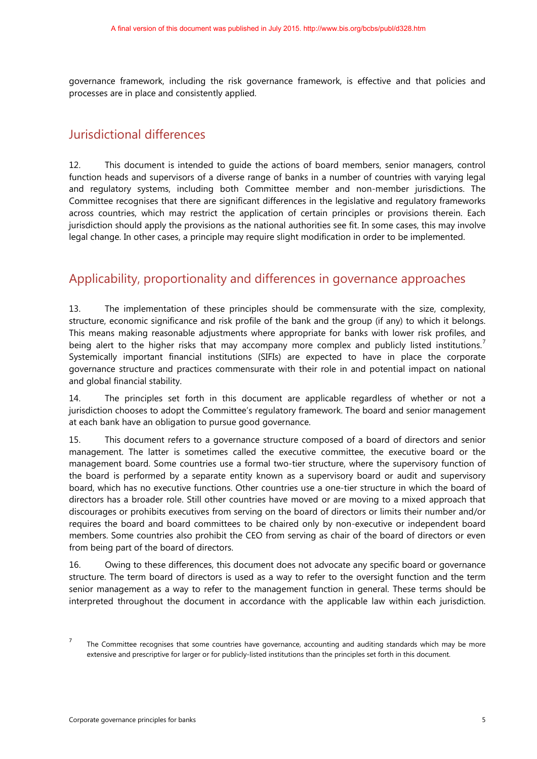governance framework, including the risk governance framework, is effective and that policies and processes are in place and consistently applied.

## Jurisdictional differences

12. This document is intended to guide the actions of board members, senior managers, control function heads and supervisors of a diverse range of banks in a number of countries with varying legal and regulatory systems, including both Committee member and non-member jurisdictions. The Committee recognises that there are significant differences in the legislative and regulatory frameworks across countries, which may restrict the application of certain principles or provisions therein. Each jurisdiction should apply the provisions as the national authorities see fit. In some cases, this may involve legal change. In other cases, a principle may require slight modification in order to be implemented.

## Applicability, proportionality and differences in governance approaches

13. The implementation of these principles should be commensurate with the size, complexity, structure, economic significance and risk profile of the bank and the group (if any) to which it belongs. This means making reasonable adjustments where appropriate for banks with lower risk profiles, and being alert to the higher risks that may accompany more complex and publicly listed institutions.[7] Systemically important financial institutions (SIFIs) are expected to have in place the corporate governance structure and practices commensurate with their role in and potential impact on national and global financial stability.

14. The principles set forth in this document are applicable regardless of whether or not a jurisdiction chooses to adopt the Committee's regulatory framework. The board and senior management at each bank have an obligation to pursue good governance.

15. This document refers to a governance structure composed of a board of directors and senior management. The latter is sometimes called the executive committee, the executive board or the management board. Some countries use a formal two-tier structure, where the supervisory function of the board is performed by a separate entity known as a supervisory board or audit and supervisory board, which has no executive functions. Other countries use a one-tier structure in which the board of directors has a broader role. Still other countries have moved or are moving to a mixed approach that discourages or prohibits executives from serving on the board of directors or limits their number and/or requires the board and board committees to be chaired only by non-executive or independent board members. Some countries also prohibit the CEO from serving as chair of the board of directors or even from being part of the board of directors.

16. Owing to these differences, this document does not advocate any specific board or governance structure. The term board of directors is used as a way to refer to the oversight function and the term senior management as a way to refer to the management function in general. These terms should be interpreted throughout the document in accordance with the applicable law within each jurisdiction.

---

[7] The Committee recognises that some countries have governance, accounting and auditing standards which may be more extensive and prescriptive for larger or for publicly-listed institutions than the principles set forth in this document.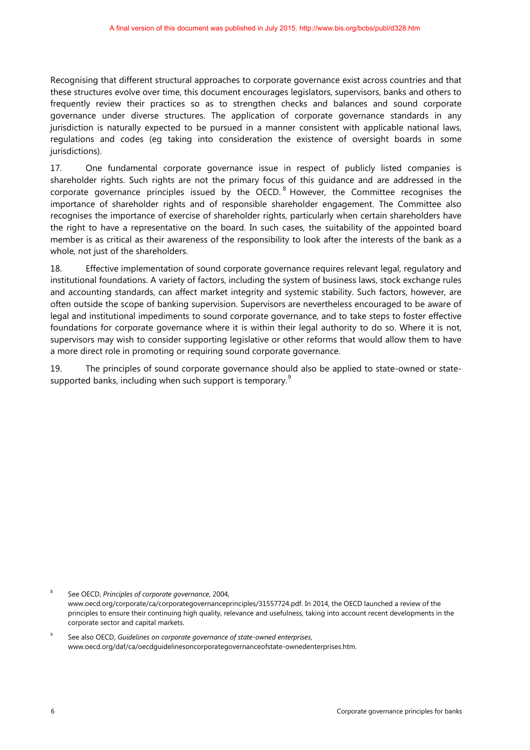Recognising that different structural approaches to corporate governance exist across countries and that these structures evolve over time, this document encourages legislators, supervisors, banks and others to frequently review their practices so as to strengthen checks and balances and sound corporate governance under diverse structures. The application of corporate governance standards in any jurisdiction is naturally expected to be pursued in a manner consistent with applicable national laws, regulations and codes (eg taking into consideration the existence of oversight boards in some jurisdictions).

17. One fundamental corporate governance issue in respect of publicly listed companies is shareholder rights. Such rights are not the primary focus of this guidance and are addressed in the corporate governance principles issued by the OECD.[8] However, the Committee recognises the importance of shareholder rights and of responsible shareholder engagement. The Committee also recognises the importance of exercise of shareholder rights, particularly when certain shareholders have the right to have a representative on the board. In such cases, the suitability of the appointed board member is as critical as their awareness of the responsibility to look after the interests of the bank as a whole, not just of the shareholders.

18. Effective implementation of sound corporate governance requires relevant legal, regulatory and institutional foundations. A variety of factors, including the system of business laws, stock exchange rules and accounting standards, can affect market integrity and systemic stability. Such factors, however, are often outside the scope of banking supervision. Supervisors are nevertheless encouraged to be aware of legal and institutional impediments to sound corporate governance, and to take steps to foster effective foundations for corporate governance where it is within their legal authority to do so. Where it is not, supervisors may wish to consider supporting legislative or other reforms that would allow them to have a more direct role in promoting or requiring sound corporate governance.

19. The principles of sound corporate governance should also be applied to state-owned or state-supported banks, including when such support is temporary.[9]

---

[8] See OECD, *Principles of corporate governance*, 2004, www.oecd.org/corporate/ca/corporategovernanceprinciples/31557724.pdf. In 2014, the OECD launched a review of the principles to ensure their continuing high quality, relevance and usefulness, taking into account recent developments in the corporate sector and capital markets.

[9] See also OECD, *Guidelines on corporate governance of state-owned enterprises*, www.oecd.org/daf/ca/oecdguidelinesoncorporategovernanceofstate-ownedenterprises.htm.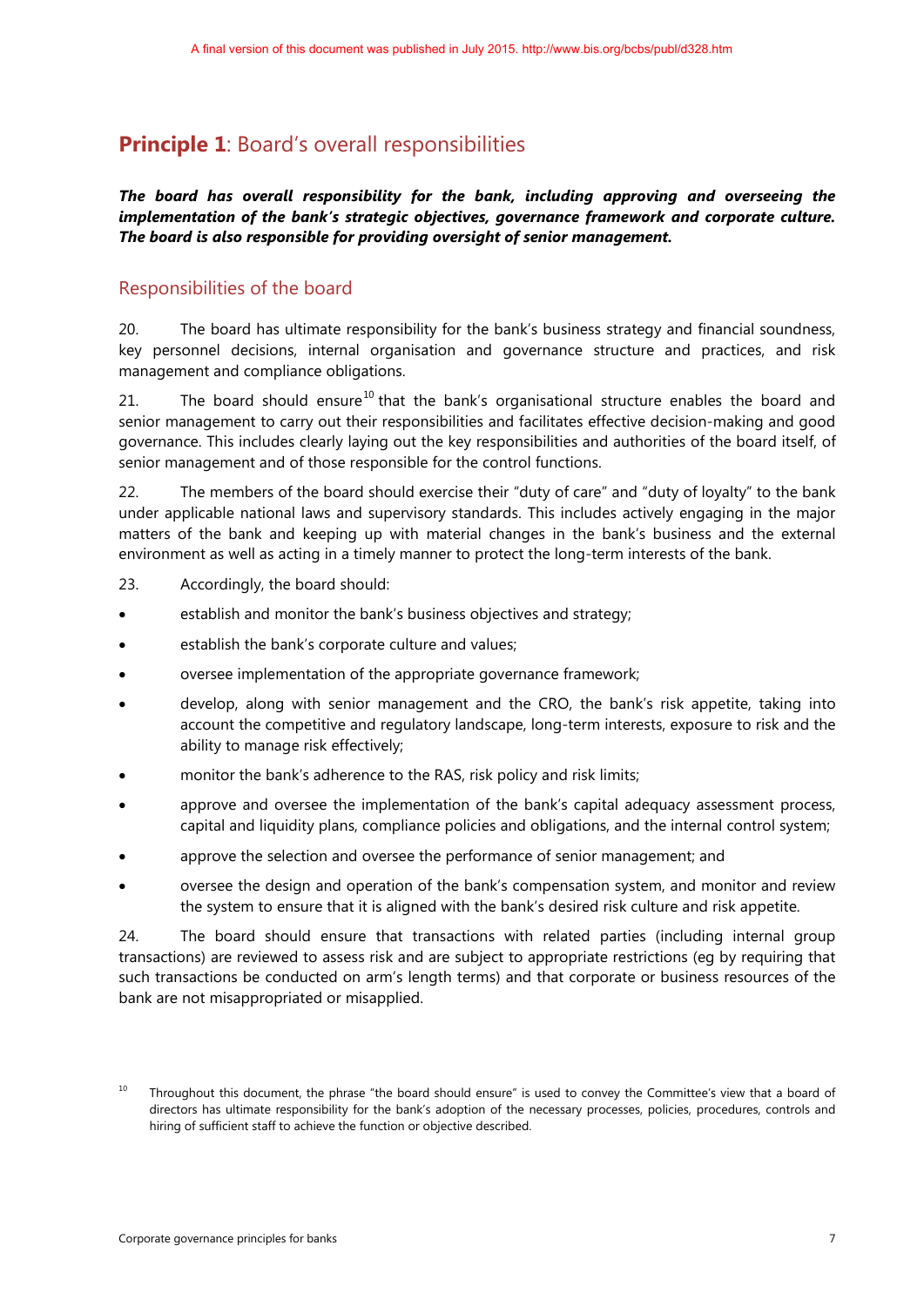A final version of this document was published in July 2015. http://www.bis.org/bcbs/publ/d328.htm

## **Principle 1**: Board's overall responsibilities

***The board has overall responsibility for the bank, including approving and overseeing the implementation of the bank's strategic objectives, governance framework and corporate culture. The board is also responsible for providing oversight of senior management.***

### Responsibilities of the board

20. The board has ultimate responsibility for the bank's business strategy and financial soundness, key personnel decisions, internal organisation and governance structure and practices, and risk management and compliance obligations.

21. The board should ensure[10] that the bank's organisational structure enables the board and senior management to carry out their responsibilities and facilitates effective decision-making and good governance. This includes clearly laying out the key responsibilities and authorities of the board itself, of senior management and of those responsible for the control functions.

22. The members of the board should exercise their "duty of care" and "duty of loyalty" to the bank under applicable national laws and supervisory standards. This includes actively engaging in the major matters of the bank and keeping up with material changes in the bank's business and the external environment as well as acting in a timely manner to protect the long-term interests of the bank.

23. Accordingly, the board should:

- establish and monitor the bank's business objectives and strategy;
- establish the bank's corporate culture and values;
- oversee implementation of the appropriate governance framework;
- develop, along with senior management and the CRO, the bank's risk appetite, taking into account the competitive and regulatory landscape, long-term interests, exposure to risk and the ability to manage risk effectively;
- monitor the bank's adherence to the RAS, risk policy and risk limits;
- approve and oversee the implementation of the bank's capital adequacy assessment process, capital and liquidity plans, compliance policies and obligations, and the internal control system;
- approve the selection and oversee the performance of senior management; and
- oversee the design and operation of the bank's compensation system, and monitor and review the system to ensure that it is aligned with the bank's desired risk culture and risk appetite.

24. The board should ensure that transactions with related parties (including internal group transactions) are reviewed to assess risk and are subject to appropriate restrictions (eg by requiring that such transactions be conducted on arm's length terms) and that corporate or business resources of the bank are not misappropriated or misapplied.

[10] Throughout this document, the phrase "the board should ensure" is used to convey the Committee's view that a board of directors has ultimate responsibility for the bank's adoption of the necessary processes, policies, procedures, controls and hiring of sufficient staff to achieve the function or objective described.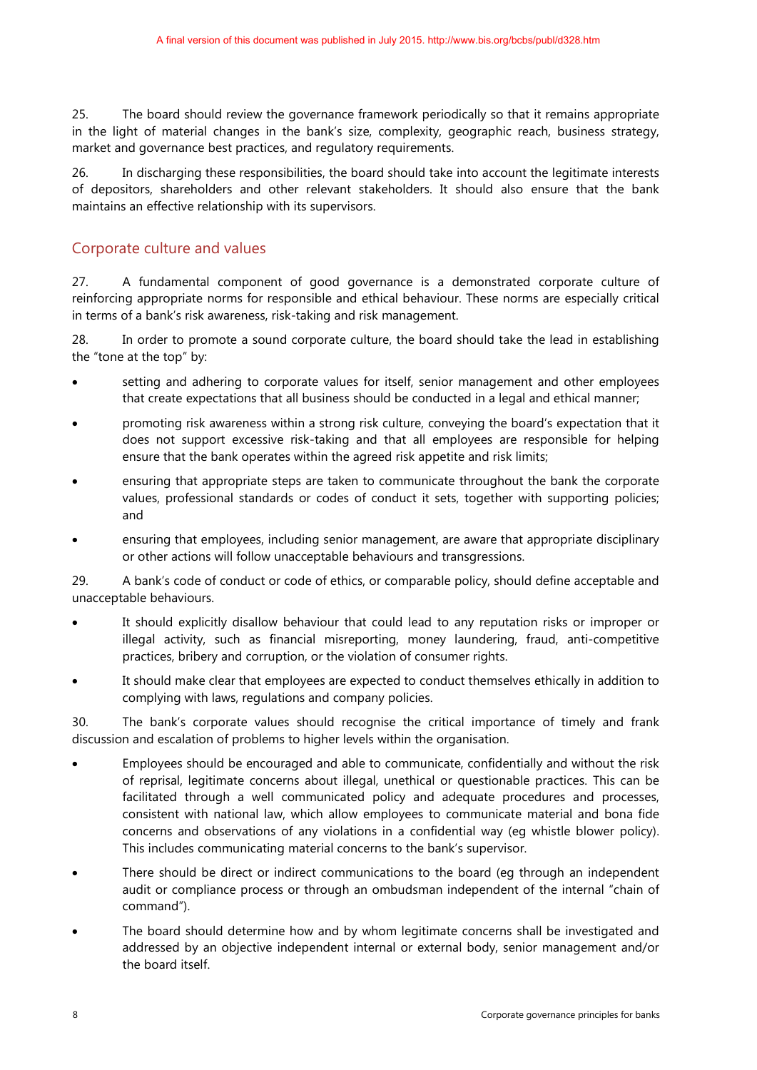25. The board should review the governance framework periodically so that it remains appropriate in the light of material changes in the bank's size, complexity, geographic reach, business strategy, market and governance best practices, and regulatory requirements.

26. In discharging these responsibilities, the board should take into account the legitimate interests of depositors, shareholders and other relevant stakeholders. It should also ensure that the bank maintains an effective relationship with its supervisors.

## Corporate culture and values

27. A fundamental component of good governance is a demonstrated corporate culture of reinforcing appropriate norms for responsible and ethical behaviour. These norms are especially critical in terms of a bank's risk awareness, risk-taking and risk management.

28. In order to promote a sound corporate culture, the board should take the lead in establishing the "tone at the top" by:

- setting and adhering to corporate values for itself, senior management and other employees that create expectations that all business should be conducted in a legal and ethical manner;
- promoting risk awareness within a strong risk culture, conveying the board's expectation that it does not support excessive risk-taking and that all employees are responsible for helping ensure that the bank operates within the agreed risk appetite and risk limits;
- ensuring that appropriate steps are taken to communicate throughout the bank the corporate values, professional standards or codes of conduct it sets, together with supporting policies; and
- ensuring that employees, including senior management, are aware that appropriate disciplinary or other actions will follow unacceptable behaviours and transgressions.

29. A bank's code of conduct or code of ethics, or comparable policy, should define acceptable and unacceptable behaviours.

- It should explicitly disallow behaviour that could lead to any reputation risks or improper or illegal activity, such as financial misreporting, money laundering, fraud, anti-competitive practices, bribery and corruption, or the violation of consumer rights.
- It should make clear that employees are expected to conduct themselves ethically in addition to complying with laws, regulations and company policies.

30. The bank's corporate values should recognise the critical importance of timely and frank discussion and escalation of problems to higher levels within the organisation.

- Employees should be encouraged and able to communicate, confidentially and without the risk of reprisal, legitimate concerns about illegal, unethical or questionable practices. This can be facilitated through a well communicated policy and adequate procedures and processes, consistent with national law, which allow employees to communicate material and bona fide concerns and observations of any violations in a confidential way (eg whistle blower policy). This includes communicating material concerns to the bank's supervisor.
- There should be direct or indirect communications to the board (eg through an independent audit or compliance process or through an ombudsman independent of the internal "chain of command").
- The board should determine how and by whom legitimate concerns shall be investigated and addressed by an objective independent internal or external body, senior management and/or the board itself.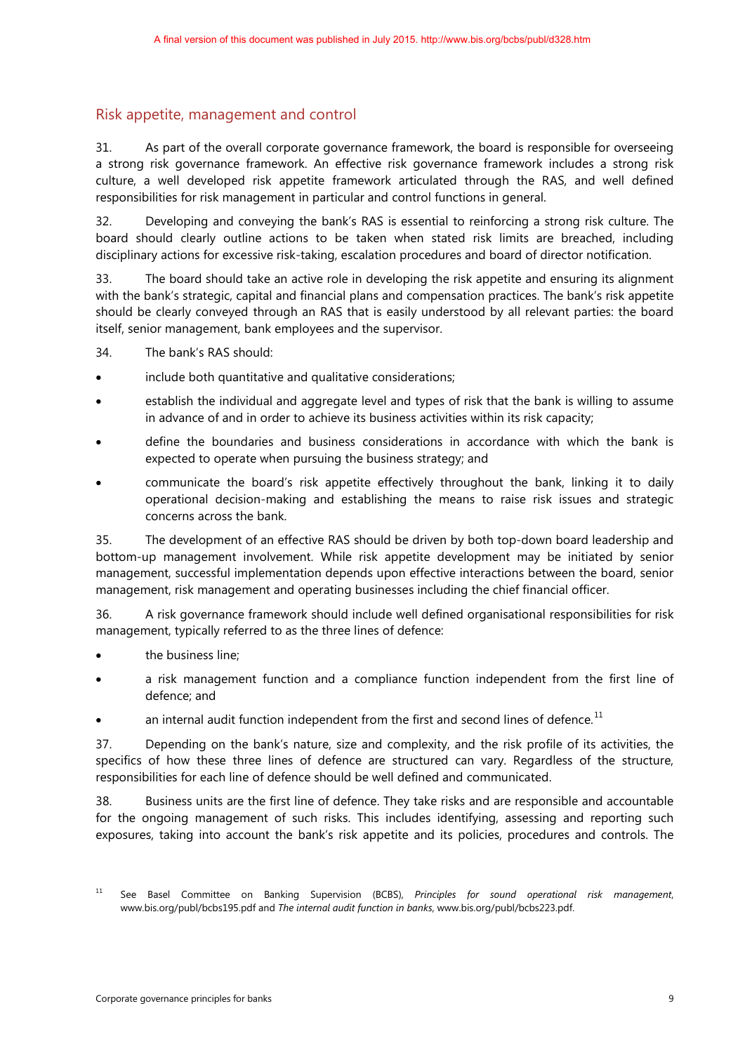## Risk appetite, management and control

31. As part of the overall corporate governance framework, the board is responsible for overseeing a strong risk governance framework. An effective risk governance framework includes a strong risk culture, a well developed risk appetite framework articulated through the RAS, and well defined responsibilities for risk management in particular and control functions in general.

32. Developing and conveying the bank's RAS is essential to reinforcing a strong risk culture. The board should clearly outline actions to be taken when stated risk limits are breached, including disciplinary actions for excessive risk-taking, escalation procedures and board of director notification.

33. The board should take an active role in developing the risk appetite and ensuring its alignment with the bank's strategic, capital and financial plans and compensation practices. The bank's risk appetite should be clearly conveyed through an RAS that is easily understood by all relevant parties: the board itself, senior management, bank employees and the supervisor.

34. The bank's RAS should:

- include both quantitative and qualitative considerations;
- establish the individual and aggregate level and types of risk that the bank is willing to assume in advance of and in order to achieve its business activities within its risk capacity;
- define the boundaries and business considerations in accordance with which the bank is expected to operate when pursuing the business strategy; and
- communicate the board's risk appetite effectively throughout the bank, linking it to daily operational decision-making and establishing the means to raise risk issues and strategic concerns across the bank.

35. The development of an effective RAS should be driven by both top-down board leadership and bottom-up management involvement. While risk appetite development may be initiated by senior management, successful implementation depends upon effective interactions between the board, senior management, risk management and operating businesses including the chief financial officer.

36. A risk governance framework should include well defined organisational responsibilities for risk management, typically referred to as the three lines of defence:

- the business line;
- a risk management function and a compliance function independent from the first line of defence; and
- an internal audit function independent from the first and second lines of defence.[11]

37. Depending on the bank's nature, size and complexity, and the risk profile of its activities, the specifics of how these three lines of defence are structured can vary. Regardless of the structure, responsibilities for each line of defence should be well defined and communicated.

38. Business units are the first line of defence. They take risks and are responsible and accountable for the ongoing management of such risks. This includes identifying, assessing and reporting such exposures, taking into account the bank's risk appetite and its policies, procedures and controls. The

[11] See Basel Committee on Banking Supervision (BCBS), *Principles for sound operational risk management*, www.bis.org/publ/bcbs195.pdf and *The internal audit function in banks*, www.bis.org/publ/bcbs223.pdf.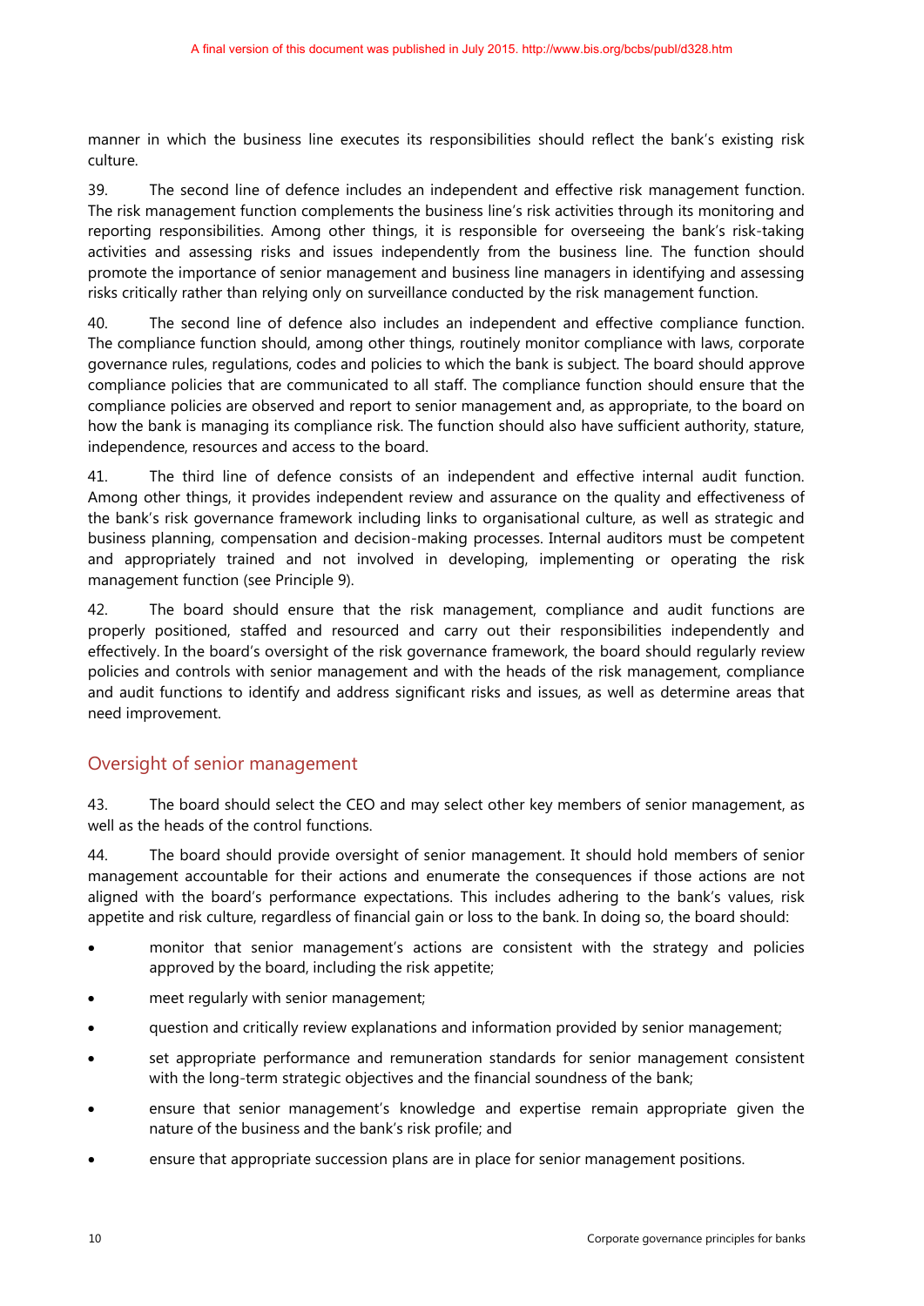manner in which the business line executes its responsibilities should reflect the bank's existing risk culture.

39. The second line of defence includes an independent and effective risk management function. The risk management function complements the business line's risk activities through its monitoring and reporting responsibilities. Among other things, it is responsible for overseeing the bank's risk-taking activities and assessing risks and issues independently from the business line. The function should promote the importance of senior management and business line managers in identifying and assessing risks critically rather than relying only on surveillance conducted by the risk management function.

40. The second line of defence also includes an independent and effective compliance function. The compliance function should, among other things, routinely monitor compliance with laws, corporate governance rules, regulations, codes and policies to which the bank is subject. The board should approve compliance policies that are communicated to all staff. The compliance function should ensure that the compliance policies are observed and report to senior management and, as appropriate, to the board on how the bank is managing its compliance risk. The function should also have sufficient authority, stature, independence, resources and access to the board.

41. The third line of defence consists of an independent and effective internal audit function. Among other things, it provides independent review and assurance on the quality and effectiveness of the bank's risk governance framework including links to organisational culture, as well as strategic and business planning, compensation and decision-making processes. Internal auditors must be competent and appropriately trained and not involved in developing, implementing or operating the risk management function (see Principle 9).

42. The board should ensure that the risk management, compliance and audit functions are properly positioned, staffed and resourced and carry out their responsibilities independently and effectively. In the board's oversight of the risk governance framework, the board should regularly review policies and controls with senior management and with the heads of the risk management, compliance and audit functions to identify and address significant risks and issues, as well as determine areas that need improvement.

## Oversight of senior management

43. The board should select the CEO and may select other key members of senior management, as well as the heads of the control functions.

44. The board should provide oversight of senior management. It should hold members of senior management accountable for their actions and enumerate the consequences if those actions are not aligned with the board's performance expectations. This includes adhering to the bank's values, risk appetite and risk culture, regardless of financial gain or loss to the bank. In doing so, the board should:

- monitor that senior management's actions are consistent with the strategy and policies approved by the board, including the risk appetite;
- meet regularly with senior management;
- question and critically review explanations and information provided by senior management;
- set appropriate performance and remuneration standards for senior management consistent with the long-term strategic objectives and the financial soundness of the bank;
- ensure that senior management's knowledge and expertise remain appropriate given the nature of the business and the bank's risk profile; and
- ensure that appropriate succession plans are in place for senior management positions.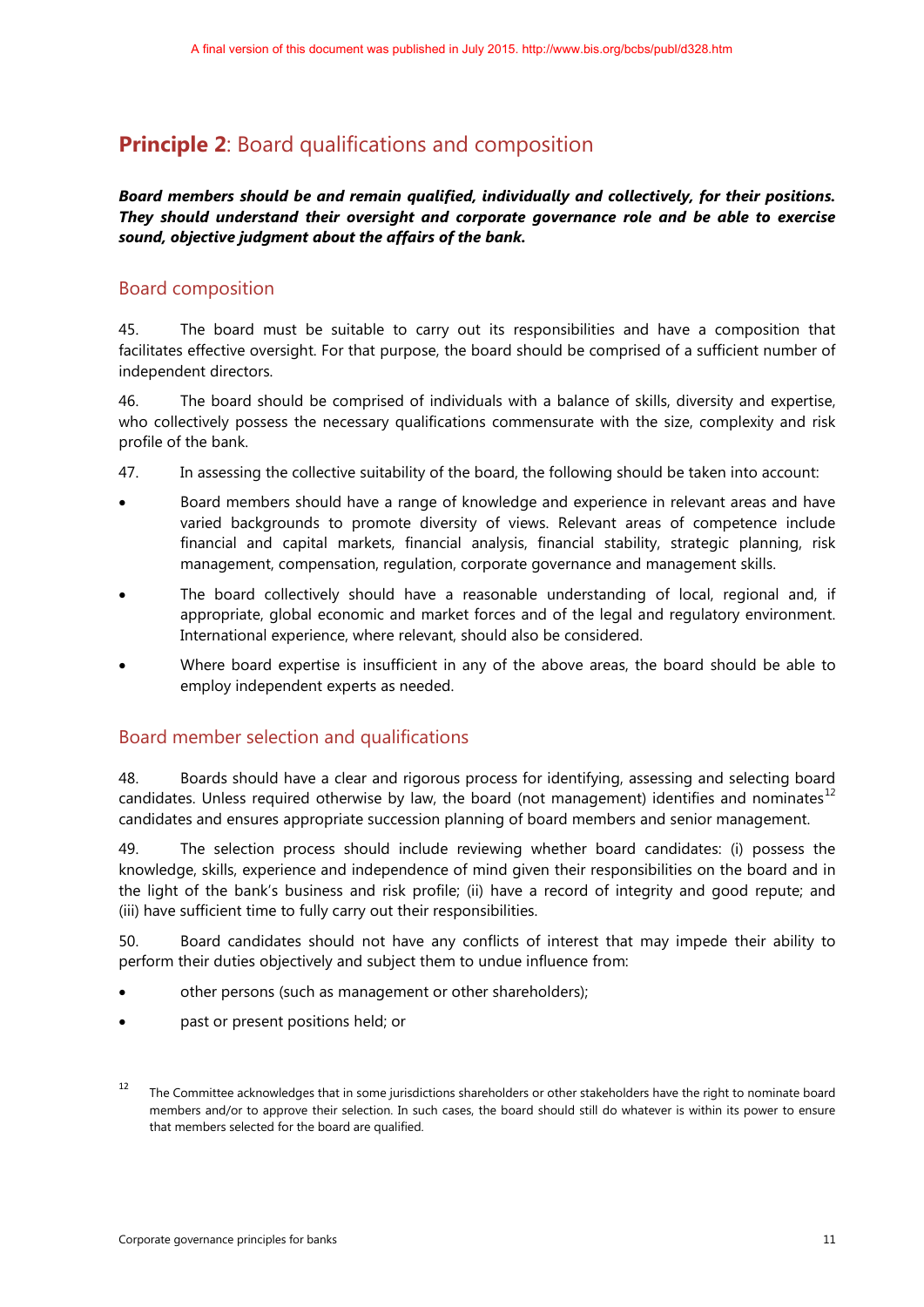## **Principle 2**: Board qualifications and composition

***Board members should be and remain qualified, individually and collectively, for their positions. They should understand their oversight and corporate governance role and be able to exercise sound, objective judgment about the affairs of the bank.***

### Board composition

45. The board must be suitable to carry out its responsibilities and have a composition that facilitates effective oversight. For that purpose, the board should be comprised of a sufficient number of independent directors.

46. The board should be comprised of individuals with a balance of skills, diversity and expertise, who collectively possess the necessary qualifications commensurate with the size, complexity and risk profile of the bank.

47. In assessing the collective suitability of the board, the following should be taken into account:

- Board members should have a range of knowledge and experience in relevant areas and have varied backgrounds to promote diversity of views. Relevant areas of competence include financial and capital markets, financial analysis, financial stability, strategic planning, risk management, compensation, regulation, corporate governance and management skills.
- The board collectively should have a reasonable understanding of local, regional and, if appropriate, global economic and market forces and of the legal and regulatory environment. International experience, where relevant, should also be considered.
- Where board expertise is insufficient in any of the above areas, the board should be able to employ independent experts as needed.

### Board member selection and qualifications

48. Boards should have a clear and rigorous process for identifying, assessing and selecting board candidates. Unless required otherwise by law, the board (not management) identifies and nominates[12] candidates and ensures appropriate succession planning of board members and senior management.

49. The selection process should include reviewing whether board candidates: (i) possess the knowledge, skills, experience and independence of mind given their responsibilities on the board and in the light of the bank's business and risk profile; (ii) have a record of integrity and good repute; and (iii) have sufficient time to fully carry out their responsibilities.

50. Board candidates should not have any conflicts of interest that may impede their ability to perform their duties objectively and subject them to undue influence from:

- other persons (such as management or other shareholders);
- past or present positions held; or

[12] The Committee acknowledges that in some jurisdictions shareholders or other stakeholders have the right to nominate board members and/or to approve their selection. In such cases, the board should still do whatever is within its power to ensure that members selected for the board are qualified.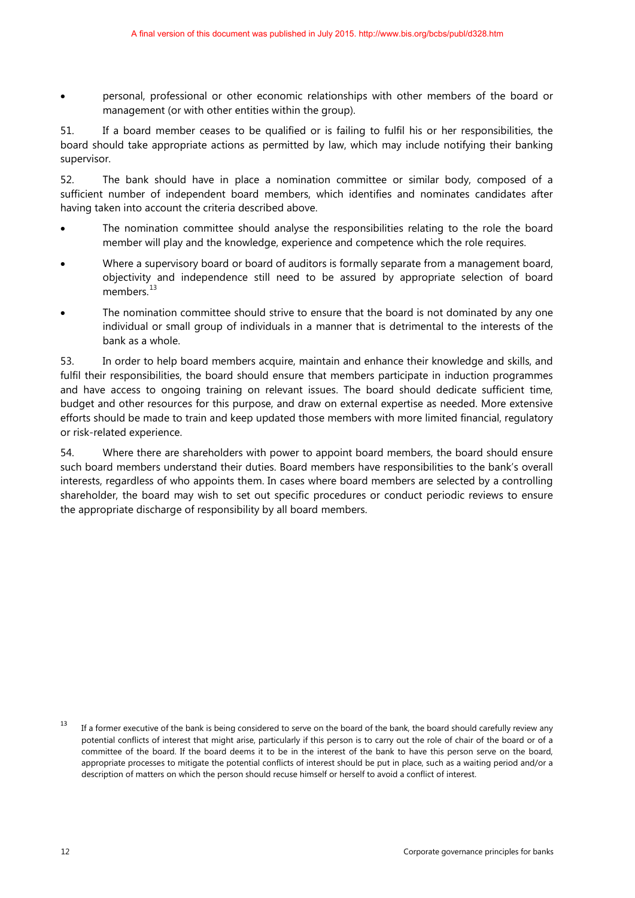- personal, professional or other economic relationships with other members of the board or management (or with other entities within the group).

51. If a board member ceases to be qualified or is failing to fulfil his or her responsibilities, the board should take appropriate actions as permitted by law, which may include notifying their banking supervisor.

52. The bank should have in place a nomination committee or similar body, composed of a sufficient number of independent board members, which identifies and nominates candidates after having taken into account the criteria described above.

- The nomination committee should analyse the responsibilities relating to the role the board member will play and the knowledge, experience and competence which the role requires.
- Where a supervisory board or board of auditors is formally separate from a management board, objectivity and independence still need to be assured by appropriate selection of board members.[13]
- The nomination committee should strive to ensure that the board is not dominated by any one individual or small group of individuals in a manner that is detrimental to the interests of the bank as a whole.

53. In order to help board members acquire, maintain and enhance their knowledge and skills, and fulfil their responsibilities, the board should ensure that members participate in induction programmes and have access to ongoing training on relevant issues. The board should dedicate sufficient time, budget and other resources for this purpose, and draw on external expertise as needed. More extensive efforts should be made to train and keep updated those members with more limited financial, regulatory or risk-related experience.

54. Where there are shareholders with power to appoint board members, the board should ensure such board members understand their duties. Board members have responsibilities to the bank's overall interests, regardless of who appoints them. In cases where board members are selected by a controlling shareholder, the board may wish to set out specific procedures or conduct periodic reviews to ensure the appropriate discharge of responsibility by all board members.

[13] If a former executive of the bank is being considered to serve on the board of the bank, the board should carefully review any potential conflicts of interest that might arise, particularly if this person is to carry out the role of chair of the board or of a committee of the board. If the board deems it to be in the interest of the bank to have this person serve on the board, appropriate processes to mitigate the potential conflicts of interest should be put in place, such as a waiting period and/or a description of matters on which the person should recuse himself or herself to avoid a conflict of interest.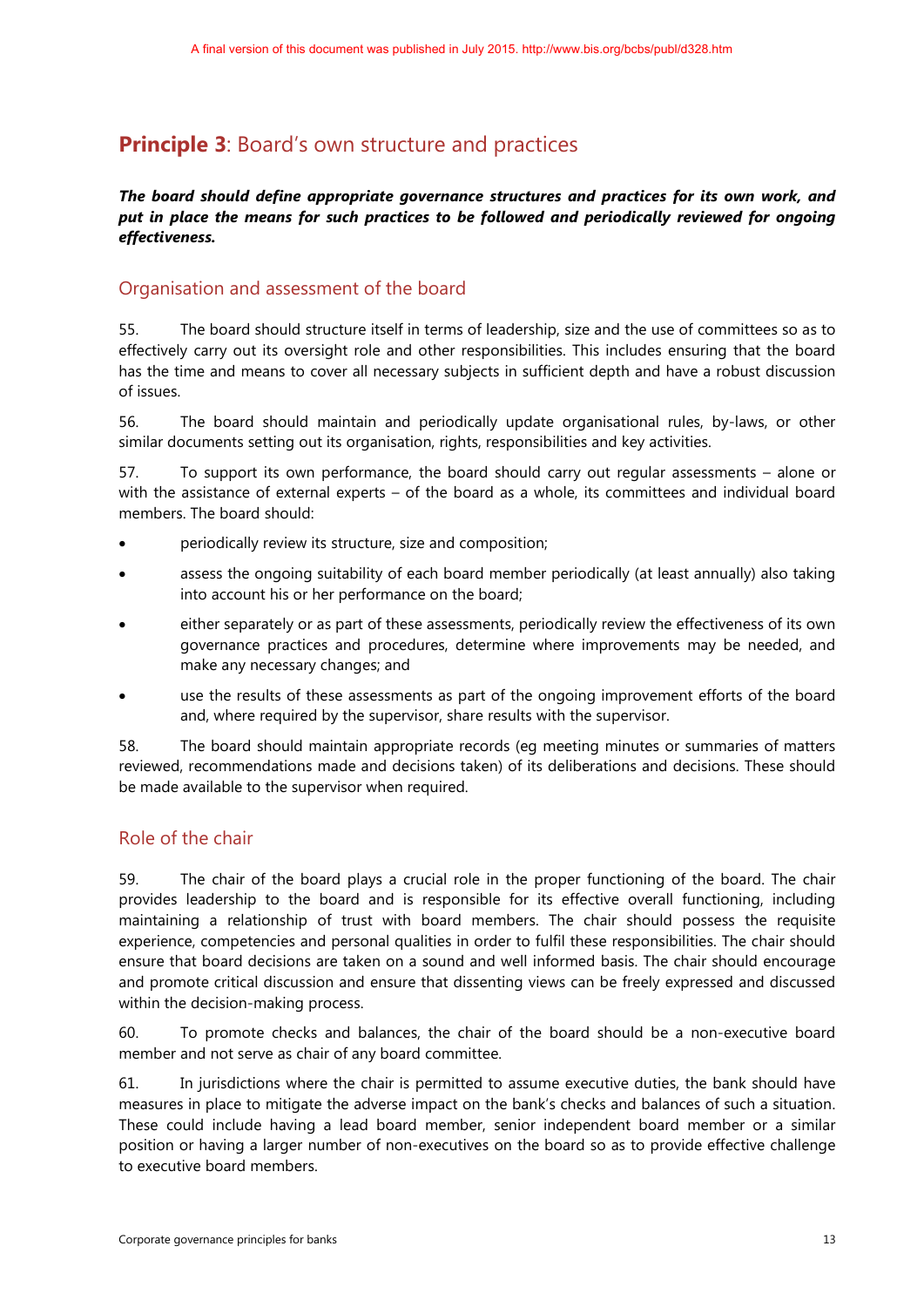A final version of this document was published in July 2015. http://www.bis.org/bcbs/publ/d328.htm

## **Principle 3**: Board's own structure and practices

***The board should define appropriate governance structures and practices for its own work, and put in place the means for such practices to be followed and periodically reviewed for ongoing effectiveness.***

### Organisation and assessment of the board

55. The board should structure itself in terms of leadership, size and the use of committees so as to effectively carry out its oversight role and other responsibilities. This includes ensuring that the board has the time and means to cover all necessary subjects in sufficient depth and have a robust discussion of issues.

56. The board should maintain and periodically update organisational rules, by-laws, or other similar documents setting out its organisation, rights, responsibilities and key activities.

57. To support its own performance, the board should carry out regular assessments – alone or with the assistance of external experts – of the board as a whole, its committees and individual board members. The board should:

- periodically review its structure, size and composition;
- assess the ongoing suitability of each board member periodically (at least annually) also taking into account his or her performance on the board;
- either separately or as part of these assessments, periodically review the effectiveness of its own governance practices and procedures, determine where improvements may be needed, and make any necessary changes; and
- use the results of these assessments as part of the ongoing improvement efforts of the board and, where required by the supervisor, share results with the supervisor.

58. The board should maintain appropriate records (eg meeting minutes or summaries of matters reviewed, recommendations made and decisions taken) of its deliberations and decisions. These should be made available to the supervisor when required.

### Role of the chair

59. The chair of the board plays a crucial role in the proper functioning of the board. The chair provides leadership to the board and is responsible for its effective overall functioning, including maintaining a relationship of trust with board members. The chair should possess the requisite experience, competencies and personal qualities in order to fulfil these responsibilities. The chair should ensure that board decisions are taken on a sound and well informed basis. The chair should encourage and promote critical discussion and ensure that dissenting views can be freely expressed and discussed within the decision-making process.

60. To promote checks and balances, the chair of the board should be a non-executive board member and not serve as chair of any board committee.

61. In jurisdictions where the chair is permitted to assume executive duties, the bank should have measures in place to mitigate the adverse impact on the bank's checks and balances of such a situation. These could include having a lead board member, senior independent board member or a similar position or having a larger number of non-executives on the board so as to provide effective challenge to executive board members.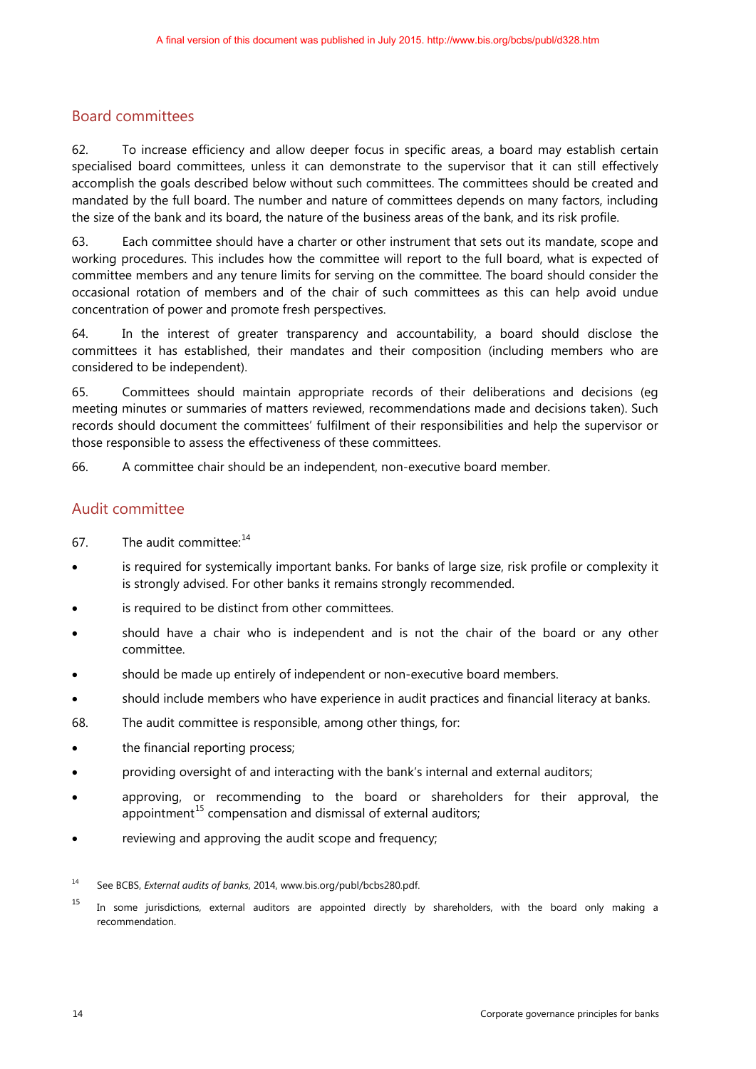A final version of this document was published in July 2015. http://www.bis.org/bcbs/publ/d328.htm

## Board committees

62. To increase efficiency and allow deeper focus in specific areas, a board may establish certain specialised board committees, unless it can demonstrate to the supervisor that it can still effectively accomplish the goals described below without such committees. The committees should be created and mandated by the full board. The number and nature of committees depends on many factors, including the size of the bank and its board, the nature of the business areas of the bank, and its risk profile.

63. Each committee should have a charter or other instrument that sets out its mandate, scope and working procedures. This includes how the committee will report to the full board, what is expected of committee members and any tenure limits for serving on the committee. The board should consider the occasional rotation of members and of the chair of such committees as this can help avoid undue concentration of power and promote fresh perspectives.

64. In the interest of greater transparency and accountability, a board should disclose the committees it has established, their mandates and their composition (including members who are considered to be independent).

65. Committees should maintain appropriate records of their deliberations and decisions (eg meeting minutes or summaries of matters reviewed, recommendations made and decisions taken). Such records should document the committees' fulfilment of their responsibilities and help the supervisor or those responsible to assess the effectiveness of these committees.

66. A committee chair should be an independent, non-executive board member.

## Audit committee

67. The audit committee:[14]

- is required for systemically important banks. For banks of large size, risk profile or complexity it is strongly advised. For other banks it remains strongly recommended.
- is required to be distinct from other committees.
- should have a chair who is independent and is not the chair of the board or any other committee.
- should be made up entirely of independent or non-executive board members.
- should include members who have experience in audit practices and financial literacy at banks.

68. The audit committee is responsible, among other things, for:

- the financial reporting process;
- providing oversight of and interacting with the bank's internal and external auditors;
- approving, or recommending to the board or shareholders for their approval, the appointment[15] compensation and dismissal of external auditors;
- reviewing and approving the audit scope and frequency;

[14] See BCBS, *External audits of banks*, 2014, www.bis.org/publ/bcbs280.pdf.

[15] In some jurisdictions, external auditors are appointed directly by shareholders, with the board only making a recommendation.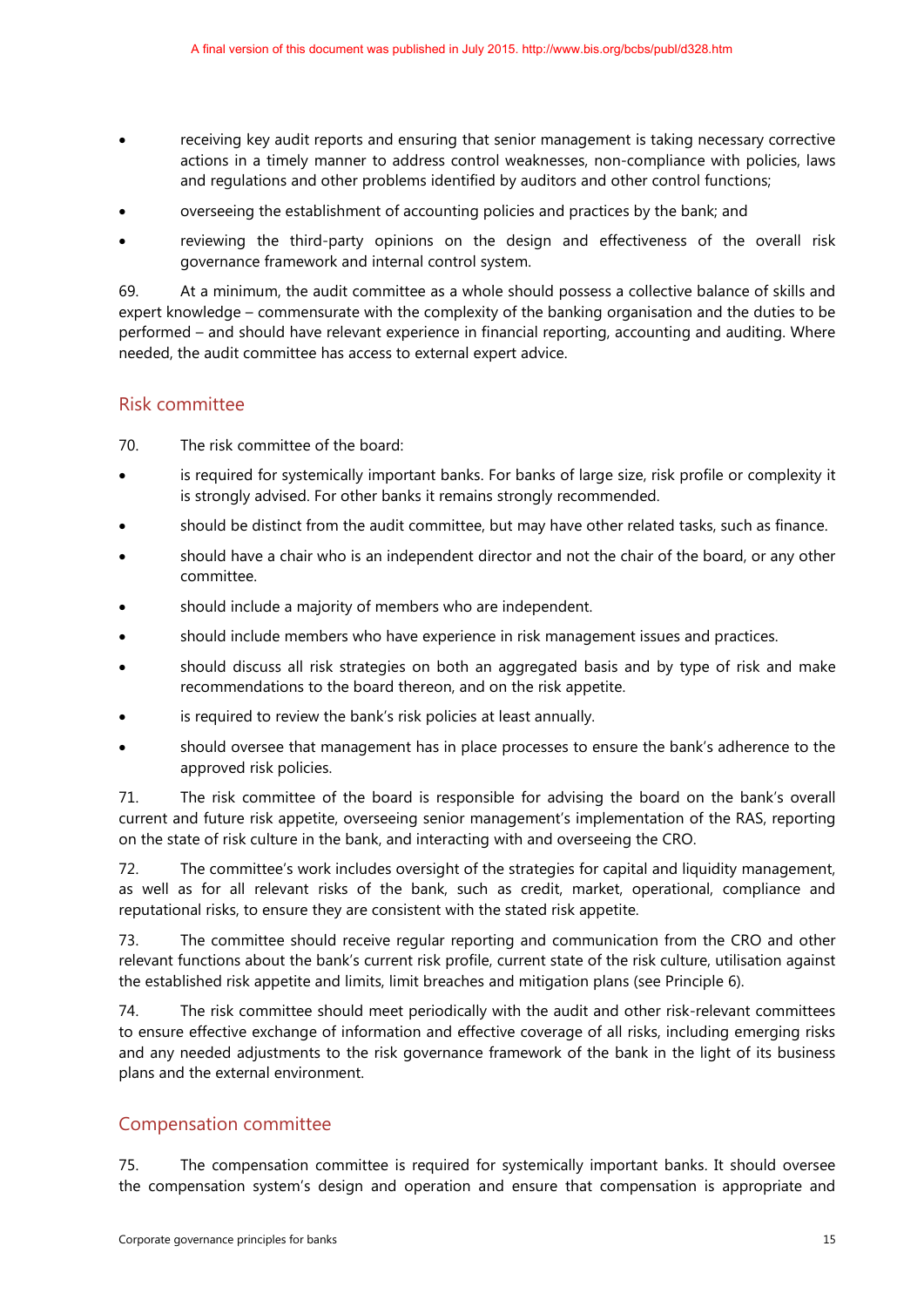- receiving key audit reports and ensuring that senior management is taking necessary corrective actions in a timely manner to address control weaknesses, non-compliance with policies, laws and regulations and other problems identified by auditors and other control functions;
- overseeing the establishment of accounting policies and practices by the bank; and
- reviewing the third-party opinions on the design and effectiveness of the overall risk governance framework and internal control system.

69. At a minimum, the audit committee as a whole should possess a collective balance of skills and expert knowledge – commensurate with the complexity of the banking organisation and the duties to be performed – and should have relevant experience in financial reporting, accounting and auditing. Where needed, the audit committee has access to external expert advice.

## Risk committee

70. The risk committee of the board:

- is required for systemically important banks. For banks of large size, risk profile or complexity it is strongly advised. For other banks it remains strongly recommended.
- should be distinct from the audit committee, but may have other related tasks, such as finance.
- should have a chair who is an independent director and not the chair of the board, or any other committee.
- should include a majority of members who are independent.
- should include members who have experience in risk management issues and practices.
- should discuss all risk strategies on both an aggregated basis and by type of risk and make recommendations to the board thereon, and on the risk appetite.
- is required to review the bank's risk policies at least annually.
- should oversee that management has in place processes to ensure the bank's adherence to the approved risk policies.

71. The risk committee of the board is responsible for advising the board on the bank's overall current and future risk appetite, overseeing senior management's implementation of the RAS, reporting on the state of risk culture in the bank, and interacting with and overseeing the CRO.

72. The committee's work includes oversight of the strategies for capital and liquidity management, as well as for all relevant risks of the bank, such as credit, market, operational, compliance and reputational risks, to ensure they are consistent with the stated risk appetite.

73. The committee should receive regular reporting and communication from the CRO and other relevant functions about the bank's current risk profile, current state of the risk culture, utilisation against the established risk appetite and limits, limit breaches and mitigation plans (see Principle 6).

74. The risk committee should meet periodically with the audit and other risk-relevant committees to ensure effective exchange of information and effective coverage of all risks, including emerging risks and any needed adjustments to the risk governance framework of the bank in the light of its business plans and the external environment.

## Compensation committee

75. The compensation committee is required for systemically important banks. It should oversee the compensation system's design and operation and ensure that compensation is appropriate and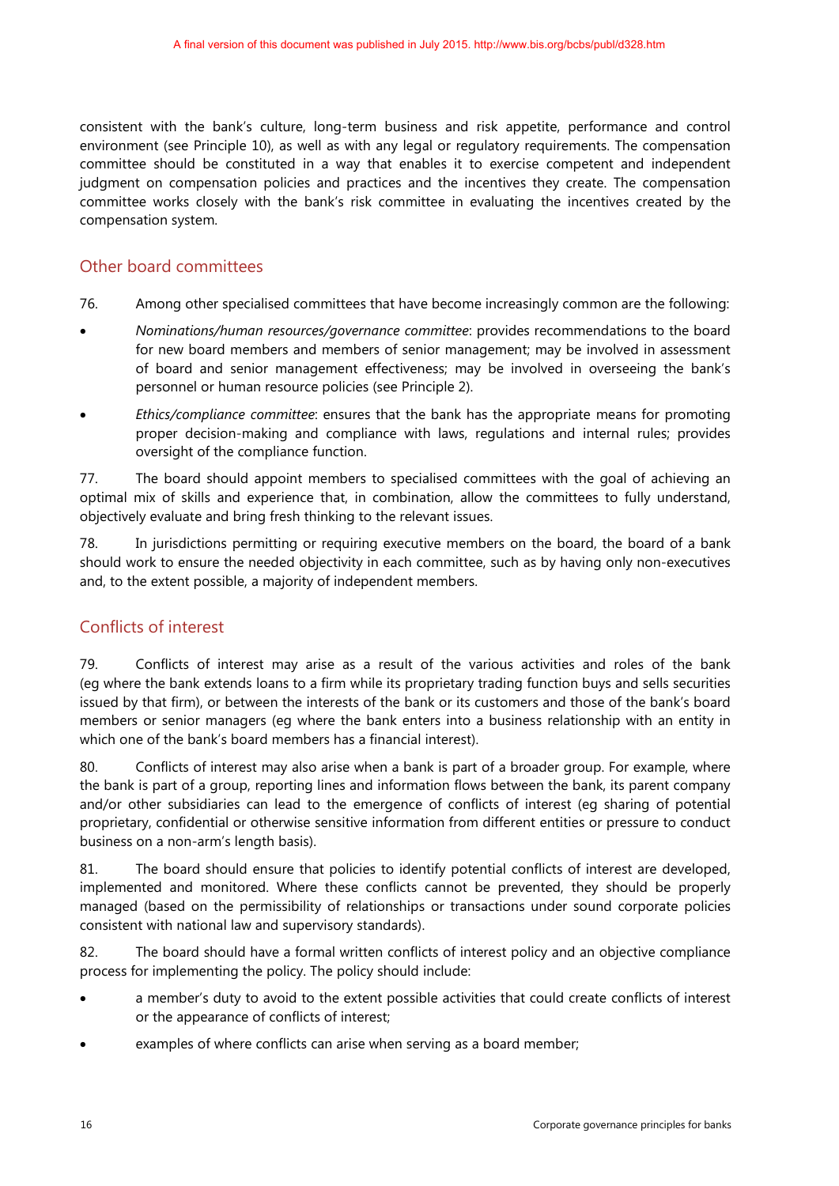consistent with the bank's culture, long-term business and risk appetite, performance and control environment (see Principle 10), as well as with any legal or regulatory requirements. The compensation committee should be constituted in a way that enables it to exercise competent and independent judgment on compensation policies and practices and the incentives they create. The compensation committee works closely with the bank's risk committee in evaluating the incentives created by the compensation system.

## Other board committees

76. Among other specialised committees that have become increasingly common are the following:

- *Nominations/human resources/governance committee*: provides recommendations to the board for new board members and members of senior management; may be involved in assessment of board and senior management effectiveness; may be involved in overseeing the bank's personnel or human resource policies (see Principle 2).
- *Ethics/compliance committee*: ensures that the bank has the appropriate means for promoting proper decision-making and compliance with laws, regulations and internal rules; provides oversight of the compliance function.

77. The board should appoint members to specialised committees with the goal of achieving an optimal mix of skills and experience that, in combination, allow the committees to fully understand, objectively evaluate and bring fresh thinking to the relevant issues.

78. In jurisdictions permitting or requiring executive members on the board, the board of a bank should work to ensure the needed objectivity in each committee, such as by having only non-executives and, to the extent possible, a majority of independent members.

## Conflicts of interest

79. Conflicts of interest may arise as a result of the various activities and roles of the bank (eg where the bank extends loans to a firm while its proprietary trading function buys and sells securities issued by that firm), or between the interests of the bank or its customers and those of the bank's board members or senior managers (eg where the bank enters into a business relationship with an entity in which one of the bank's board members has a financial interest).

80. Conflicts of interest may also arise when a bank is part of a broader group. For example, where the bank is part of a group, reporting lines and information flows between the bank, its parent company and/or other subsidiaries can lead to the emergence of conflicts of interest (eg sharing of potential proprietary, confidential or otherwise sensitive information from different entities or pressure to conduct business on a non-arm's length basis).

81. The board should ensure that policies to identify potential conflicts of interest are developed, implemented and monitored. Where these conflicts cannot be prevented, they should be properly managed (based on the permissibility of relationships or transactions under sound corporate policies consistent with national law and supervisory standards).

82. The board should have a formal written conflicts of interest policy and an objective compliance process for implementing the policy. The policy should include:

- a member's duty to avoid to the extent possible activities that could create conflicts of interest or the appearance of conflicts of interest;
- examples of where conflicts can arise when serving as a board member;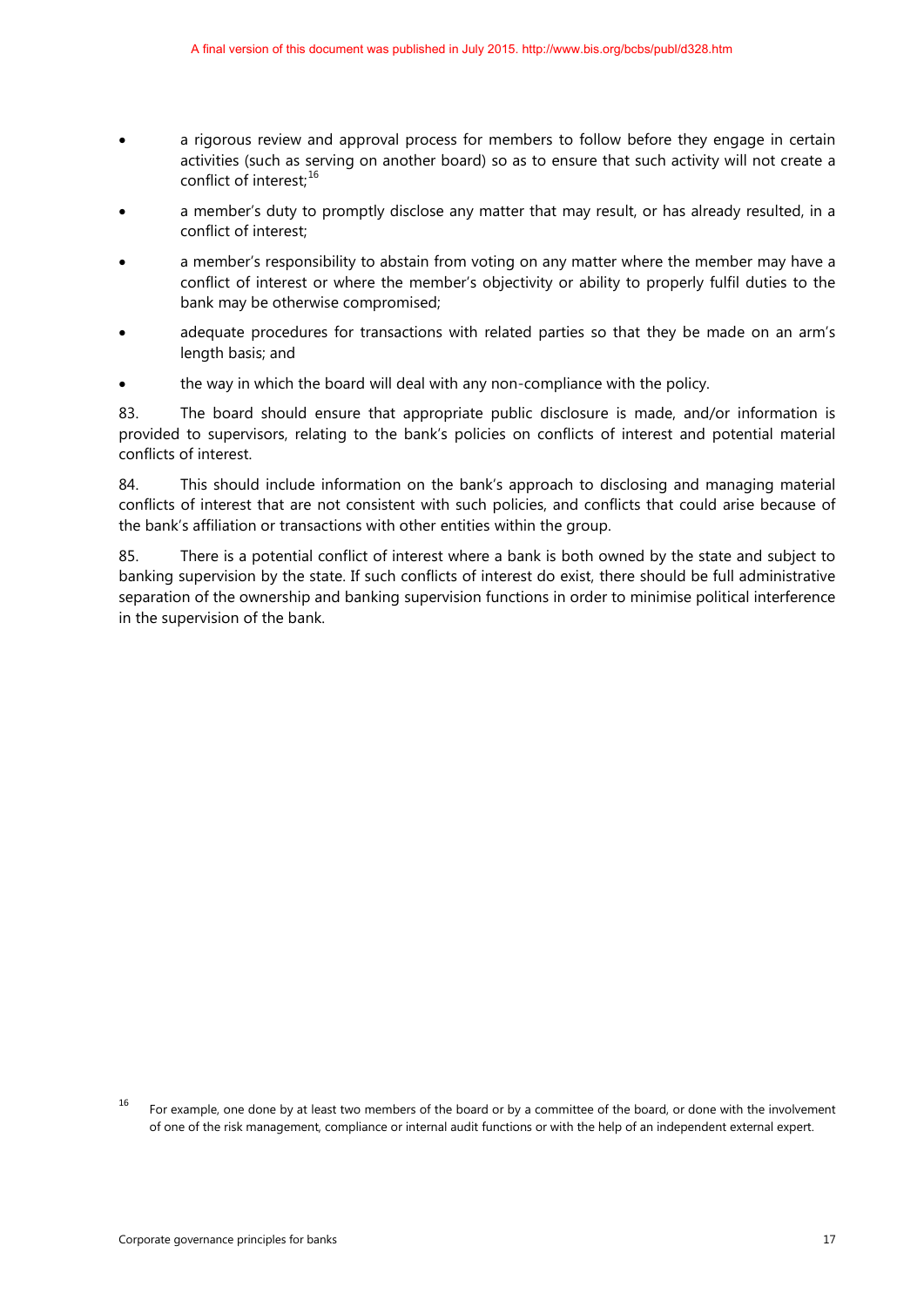- a rigorous review and approval process for members to follow before they engage in certain activities (such as serving on another board) so as to ensure that such activity will not create a conflict of interest;[16]
- a member's duty to promptly disclose any matter that may result, or has already resulted, in a conflict of interest;
- a member's responsibility to abstain from voting on any matter where the member may have a conflict of interest or where the member's objectivity or ability to properly fulfil duties to the bank may be otherwise compromised;
- adequate procedures for transactions with related parties so that they be made on an arm's length basis; and
- the way in which the board will deal with any non-compliance with the policy.

83. The board should ensure that appropriate public disclosure is made, and/or information is provided to supervisors, relating to the bank's policies on conflicts of interest and potential material conflicts of interest.

84. This should include information on the bank's approach to disclosing and managing material conflicts of interest that are not consistent with such policies, and conflicts that could arise because of the bank's affiliation or transactions with other entities within the group.

85. There is a potential conflict of interest where a bank is both owned by the state and subject to banking supervision by the state. If such conflicts of interest do exist, there should be full administrative separation of the ownership and banking supervision functions in order to minimise political interference in the supervision of the bank.

[16] For example, one done by at least two members of the board or by a committee of the board, or done with the involvement of one of the risk management, compliance or internal audit functions or with the help of an independent external expert.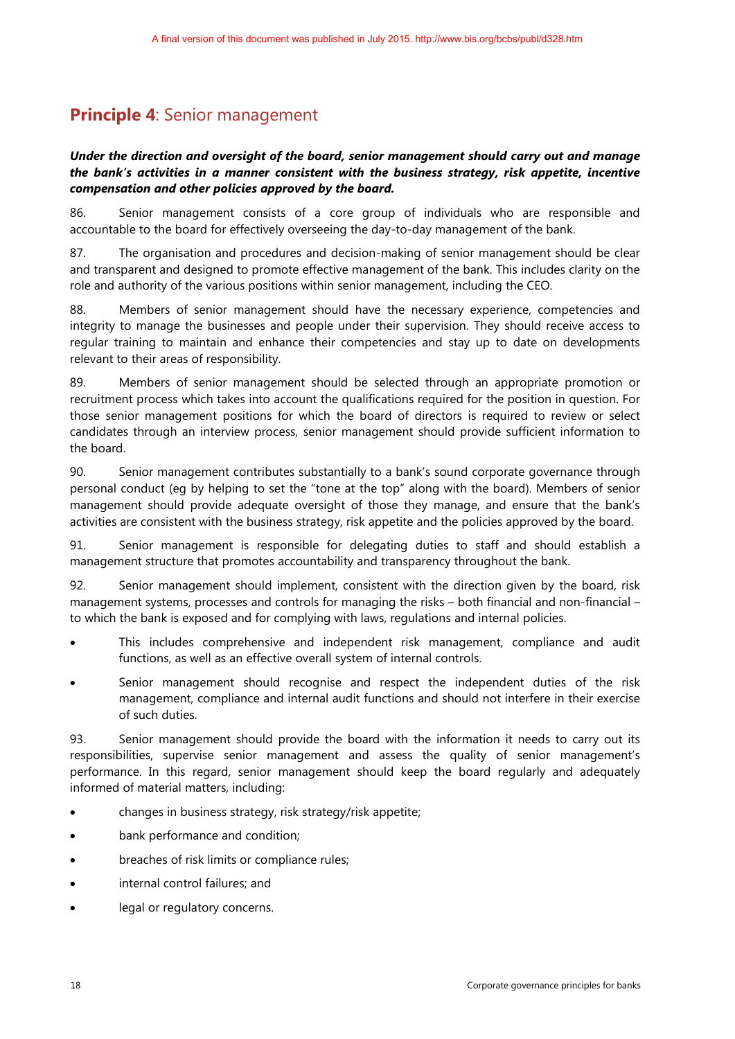## **Principle 4**: Senior management

***Under the direction and oversight of the board, senior management should carry out and manage the bank's activities in a manner consistent with the business strategy, risk appetite, incentive compensation and other policies approved by the board.***

86. Senior management consists of a core group of individuals who are responsible and accountable to the board for effectively overseeing the day-to-day management of the bank.

87. The organisation and procedures and decision-making of senior management should be clear and transparent and designed to promote effective management of the bank. This includes clarity on the role and authority of the various positions within senior management, including the CEO.

88. Members of senior management should have the necessary experience, competencies and integrity to manage the businesses and people under their supervision. They should receive access to regular training to maintain and enhance their competencies and stay up to date on developments relevant to their areas of responsibility.

89. Members of senior management should be selected through an appropriate promotion or recruitment process which takes into account the qualifications required for the position in question. For those senior management positions for which the board of directors is required to review or select candidates through an interview process, senior management should provide sufficient information to the board.

90. Senior management contributes substantially to a bank's sound corporate governance through personal conduct (eg by helping to set the "tone at the top" along with the board). Members of senior management should provide adequate oversight of those they manage, and ensure that the bank's activities are consistent with the business strategy, risk appetite and the policies approved by the board.

91. Senior management is responsible for delegating duties to staff and should establish a management structure that promotes accountability and transparency throughout the bank.

92. Senior management should implement, consistent with the direction given by the board, risk management systems, processes and controls for managing the risks – both financial and non-financial – to which the bank is exposed and for complying with laws, regulations and internal policies.

- This includes comprehensive and independent risk management, compliance and audit functions, as well as an effective overall system of internal controls.
- Senior management should recognise and respect the independent duties of the risk management, compliance and internal audit functions and should not interfere in their exercise of such duties.

93. Senior management should provide the board with the information it needs to carry out its responsibilities, supervise senior management and assess the quality of senior management's performance. In this regard, senior management should keep the board regularly and adequately informed of material matters, including:

- changes in business strategy, risk strategy/risk appetite;
- bank performance and condition;
- breaches of risk limits or compliance rules;
- internal control failures; and
- legal or regulatory concerns.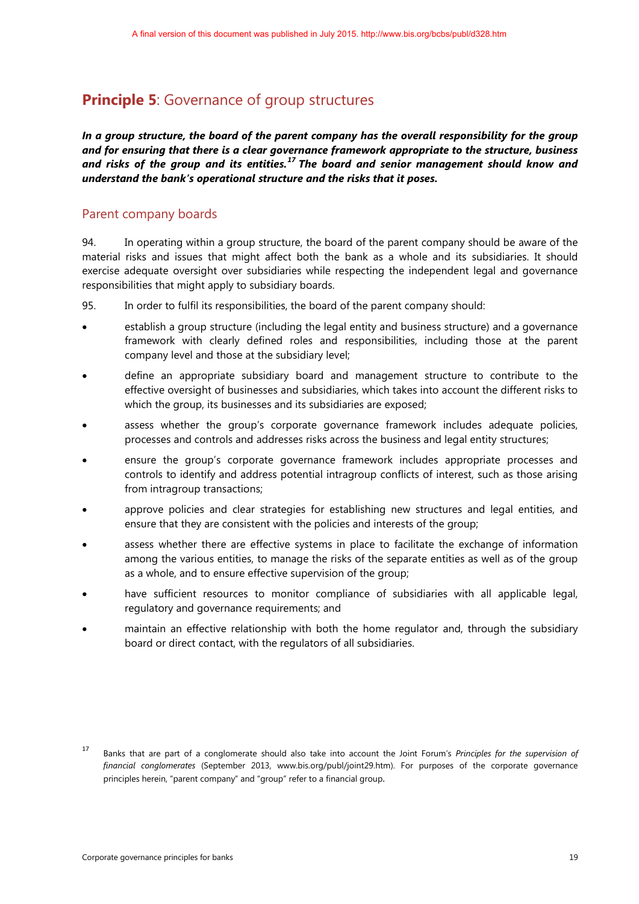## **Principle 5**: Governance of group structures

***In a group structure, the board of the parent company has the overall responsibility for the group and for ensuring that there is a clear governance framework appropriate to the structure, business and risks of the group and its entities.[17] The board and senior management should know and understand the bank's operational structure and the risks that it poses.***

### Parent company boards

94. In operating within a group structure, the board of the parent company should be aware of the material risks and issues that might affect both the bank as a whole and its subsidiaries. It should exercise adequate oversight over subsidiaries while respecting the independent legal and governance responsibilities that might apply to subsidiary boards.

95. In order to fulfil its responsibilities, the board of the parent company should:

- establish a group structure (including the legal entity and business structure) and a governance framework with clearly defined roles and responsibilities, including those at the parent company level and those at the subsidiary level;
- define an appropriate subsidiary board and management structure to contribute to the effective oversight of businesses and subsidiaries, which takes into account the different risks to which the group, its businesses and its subsidiaries are exposed;
- assess whether the group's corporate governance framework includes adequate policies, processes and controls and addresses risks across the business and legal entity structures;
- ensure the group's corporate governance framework includes appropriate processes and controls to identify and address potential intragroup conflicts of interest, such as those arising from intragroup transactions;
- approve policies and clear strategies for establishing new structures and legal entities, and ensure that they are consistent with the policies and interests of the group;
- assess whether there are effective systems in place to facilitate the exchange of information among the various entities, to manage the risks of the separate entities as well as of the group as a whole, and to ensure effective supervision of the group;
- have sufficient resources to monitor compliance of subsidiaries with all applicable legal, regulatory and governance requirements; and
- maintain an effective relationship with both the home regulator and, through the subsidiary board or direct contact, with the regulators of all subsidiaries.

---

[17] Banks that are part of a conglomerate should also take into account the Joint Forum's *Principles for the supervision of financial conglomerates* (September 2013, www.bis.org/publ/joint29.htm). For purposes of the corporate governance principles herein, "parent company" and "group" refer to a financial group.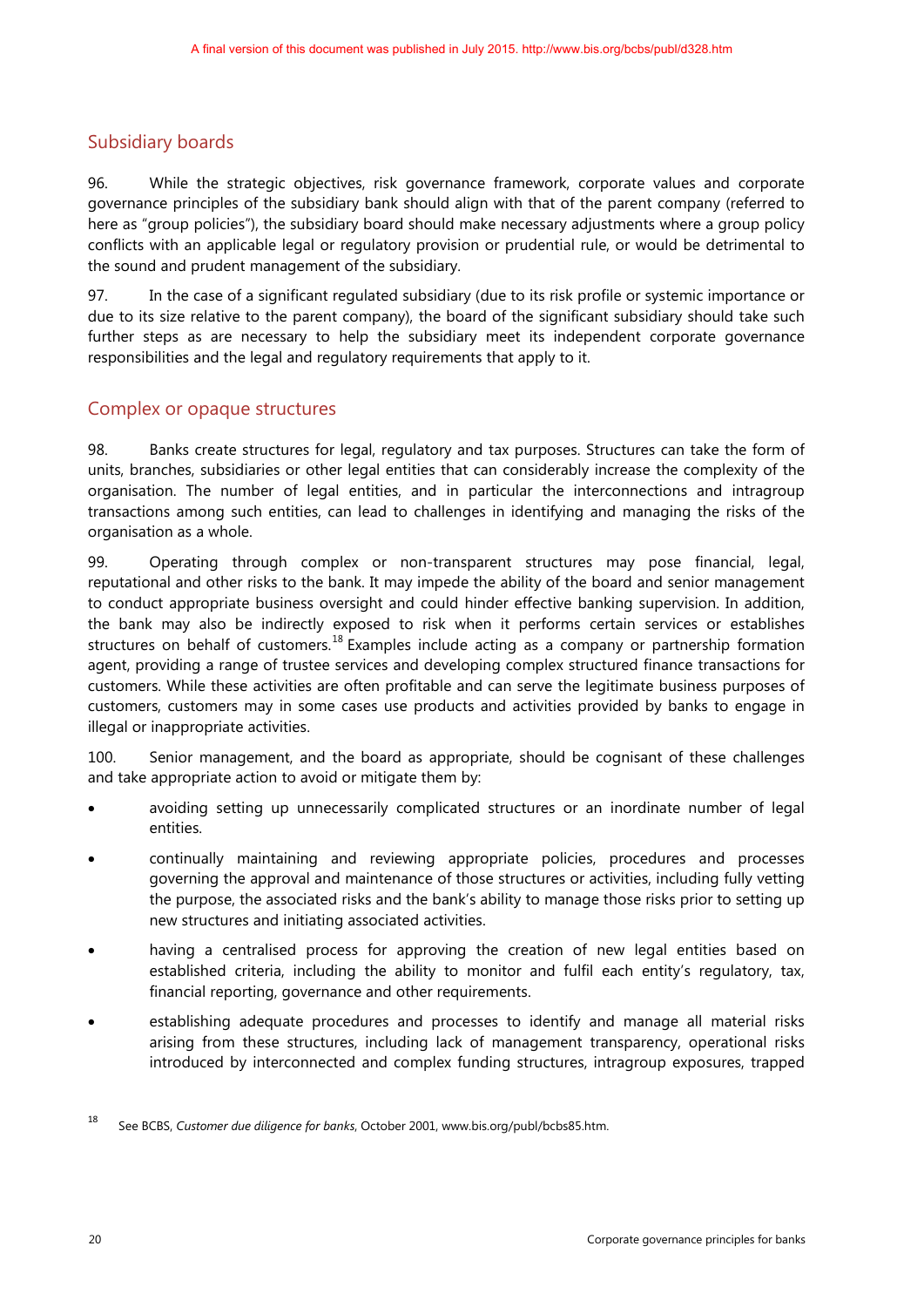## Subsidiary boards

96. While the strategic objectives, risk governance framework, corporate values and corporate governance principles of the subsidiary bank should align with that of the parent company (referred to here as "group policies"), the subsidiary board should make necessary adjustments where a group policy conflicts with an applicable legal or regulatory provision or prudential rule, or would be detrimental to the sound and prudent management of the subsidiary.

97. In the case of a significant regulated subsidiary (due to its risk profile or systemic importance or due to its size relative to the parent company), the board of the significant subsidiary should take such further steps as are necessary to help the subsidiary meet its independent corporate governance responsibilities and the legal and regulatory requirements that apply to it.

## Complex or opaque structures

98. Banks create structures for legal, regulatory and tax purposes. Structures can take the form of units, branches, subsidiaries or other legal entities that can considerably increase the complexity of the organisation. The number of legal entities, and in particular the interconnections and intragroup transactions among such entities, can lead to challenges in identifying and managing the risks of the organisation as a whole.

99. Operating through complex or non-transparent structures may pose financial, legal, reputational and other risks to the bank. It may impede the ability of the board and senior management to conduct appropriate business oversight and could hinder effective banking supervision. In addition, the bank may also be indirectly exposed to risk when it performs certain services or establishes structures on behalf of customers.[18] Examples include acting as a company or partnership formation agent, providing a range of trustee services and developing complex structured finance transactions for customers. While these activities are often profitable and can serve the legitimate business purposes of customers, customers may in some cases use products and activities provided by banks to engage in illegal or inappropriate activities.

100. Senior management, and the board as appropriate, should be cognisant of these challenges and take appropriate action to avoid or mitigate them by:

- avoiding setting up unnecessarily complicated structures or an inordinate number of legal entities.
- continually maintaining and reviewing appropriate policies, procedures and processes governing the approval and maintenance of those structures or activities, including fully vetting the purpose, the associated risks and the bank's ability to manage those risks prior to setting up new structures and initiating associated activities.
- having a centralised process for approving the creation of new legal entities based on established criteria, including the ability to monitor and fulfil each entity's regulatory, tax, financial reporting, governance and other requirements.
- establishing adequate procedures and processes to identify and manage all material risks arising from these structures, including lack of management transparency, operational risks introduced by interconnected and complex funding structures, intragroup exposures, trapped

[18] See BCBS, *Customer due diligence for banks*, October 2001, www.bis.org/publ/bcbs85.htm.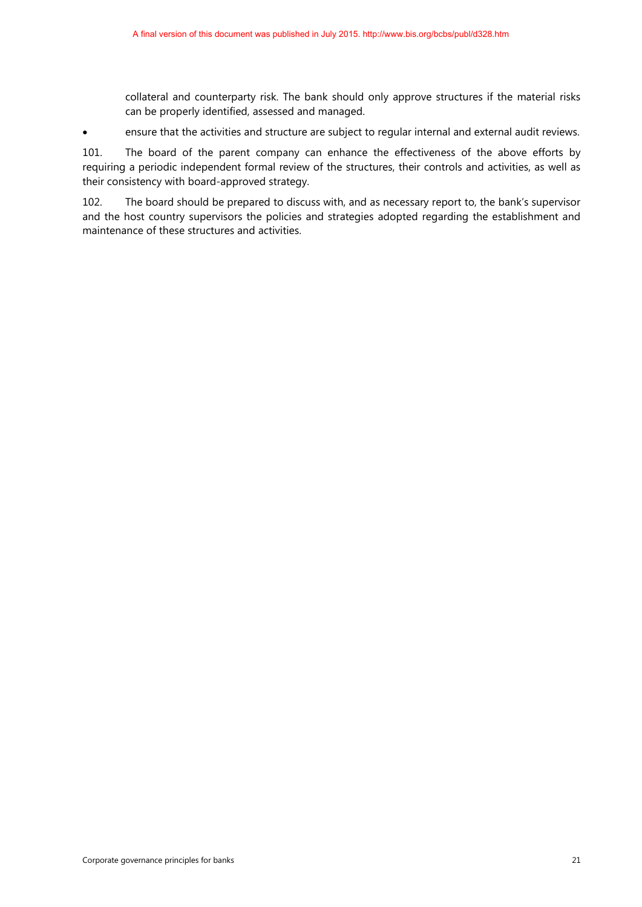collateral and counterparty risk. The bank should only approve structures if the material risks can be properly identified, assessed and managed.

- ensure that the activities and structure are subject to regular internal and external audit reviews.

101. The board of the parent company can enhance the effectiveness of the above efforts by requiring a periodic independent formal review of the structures, their controls and activities, as well as their consistency with board-approved strategy.

102. The board should be prepared to discuss with, and as necessary report to, the bank's supervisor and the host country supervisors the policies and strategies adopted regarding the establishment and maintenance of these structures and activities.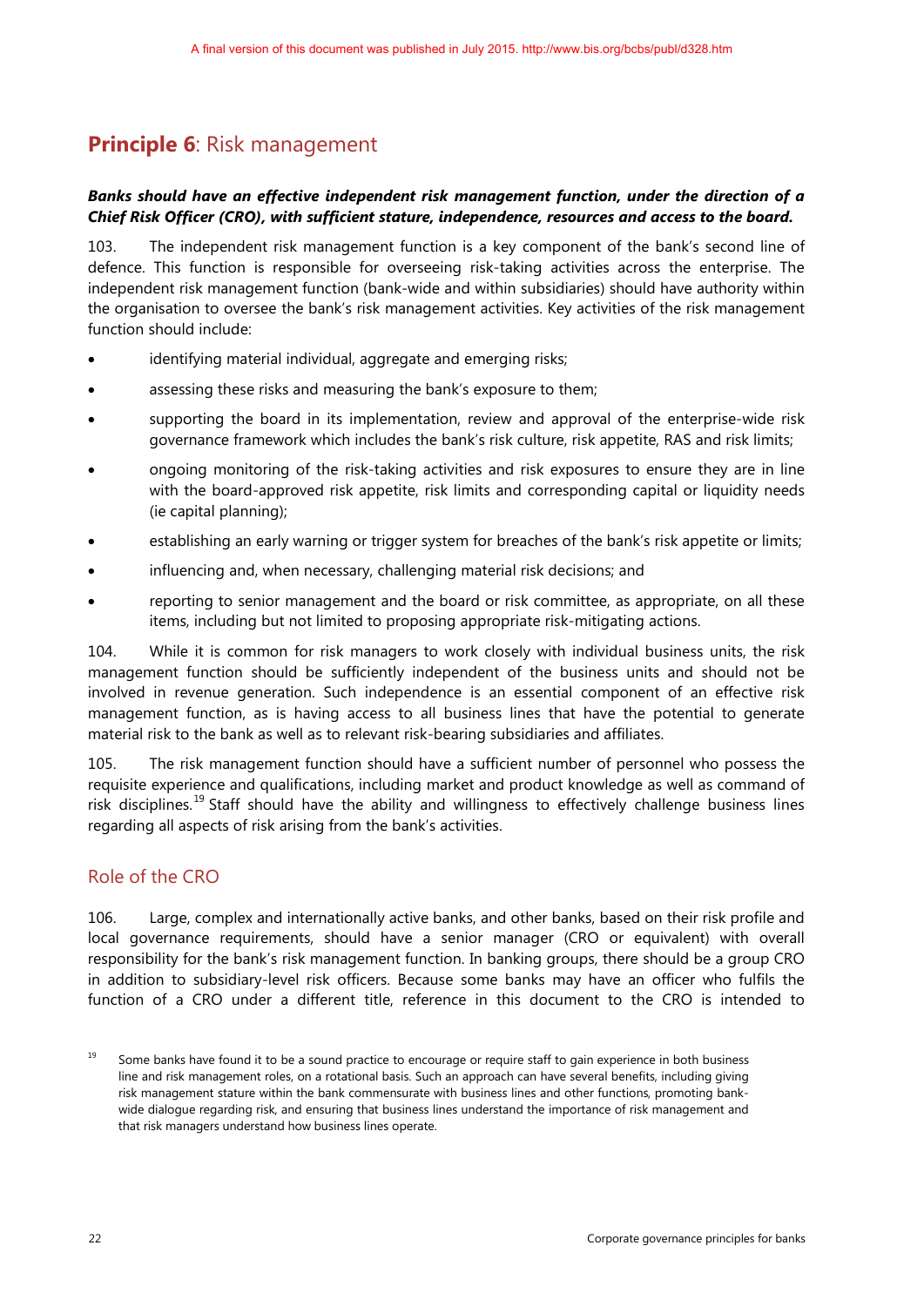A final version of this document was published in July 2015. http://www.bis.org/bcbs/publ/d328.htm

## **Principle 6**: Risk management

***Banks should have an effective independent risk management function, under the direction of a Chief Risk Officer (CRO), with sufficient stature, independence, resources and access to the board.***

103. The independent risk management function is a key component of the bank's second line of defence. This function is responsible for overseeing risk-taking activities across the enterprise. The independent risk management function (bank-wide and within subsidiaries) should have authority within the organisation to oversee the bank's risk management activities. Key activities of the risk management function should include:

- identifying material individual, aggregate and emerging risks;
- assessing these risks and measuring the bank's exposure to them;
- supporting the board in its implementation, review and approval of the enterprise-wide risk governance framework which includes the bank's risk culture, risk appetite, RAS and risk limits;
- ongoing monitoring of the risk-taking activities and risk exposures to ensure they are in line with the board-approved risk appetite, risk limits and corresponding capital or liquidity needs (ie capital planning);
- establishing an early warning or trigger system for breaches of the bank's risk appetite or limits;
- influencing and, when necessary, challenging material risk decisions; and
- reporting to senior management and the board or risk committee, as appropriate, on all these items, including but not limited to proposing appropriate risk-mitigating actions.

104. While it is common for risk managers to work closely with individual business units, the risk management function should be sufficiently independent of the business units and should not be involved in revenue generation. Such independence is an essential component of an effective risk management function, as is having access to all business lines that have the potential to generate material risk to the bank as well as to relevant risk-bearing subsidiaries and affiliates.

105. The risk management function should have a sufficient number of personnel who possess the requisite experience and qualifications, including market and product knowledge as well as command of risk disciplines.[19] Staff should have the ability and willingness to effectively challenge business lines regarding all aspects of risk arising from the bank's activities.

### Role of the CRO

106. Large, complex and internationally active banks, and other banks, based on their risk profile and local governance requirements, should have a senior manager (CRO or equivalent) with overall responsibility for the bank's risk management function. In banking groups, there should be a group CRO in addition to subsidiary-level risk officers. Because some banks may have an officer who fulfils the function of a CRO under a different title, reference in this document to the CRO is intended to

[19] Some banks have found it to be a sound practice to encourage or require staff to gain experience in both business line and risk management roles, on a rotational basis. Such an approach can have several benefits, including giving risk management stature within the bank commensurate with business lines and other functions, promoting bank-wide dialogue regarding risk, and ensuring that business lines understand the importance of risk management and that risk managers understand how business lines operate.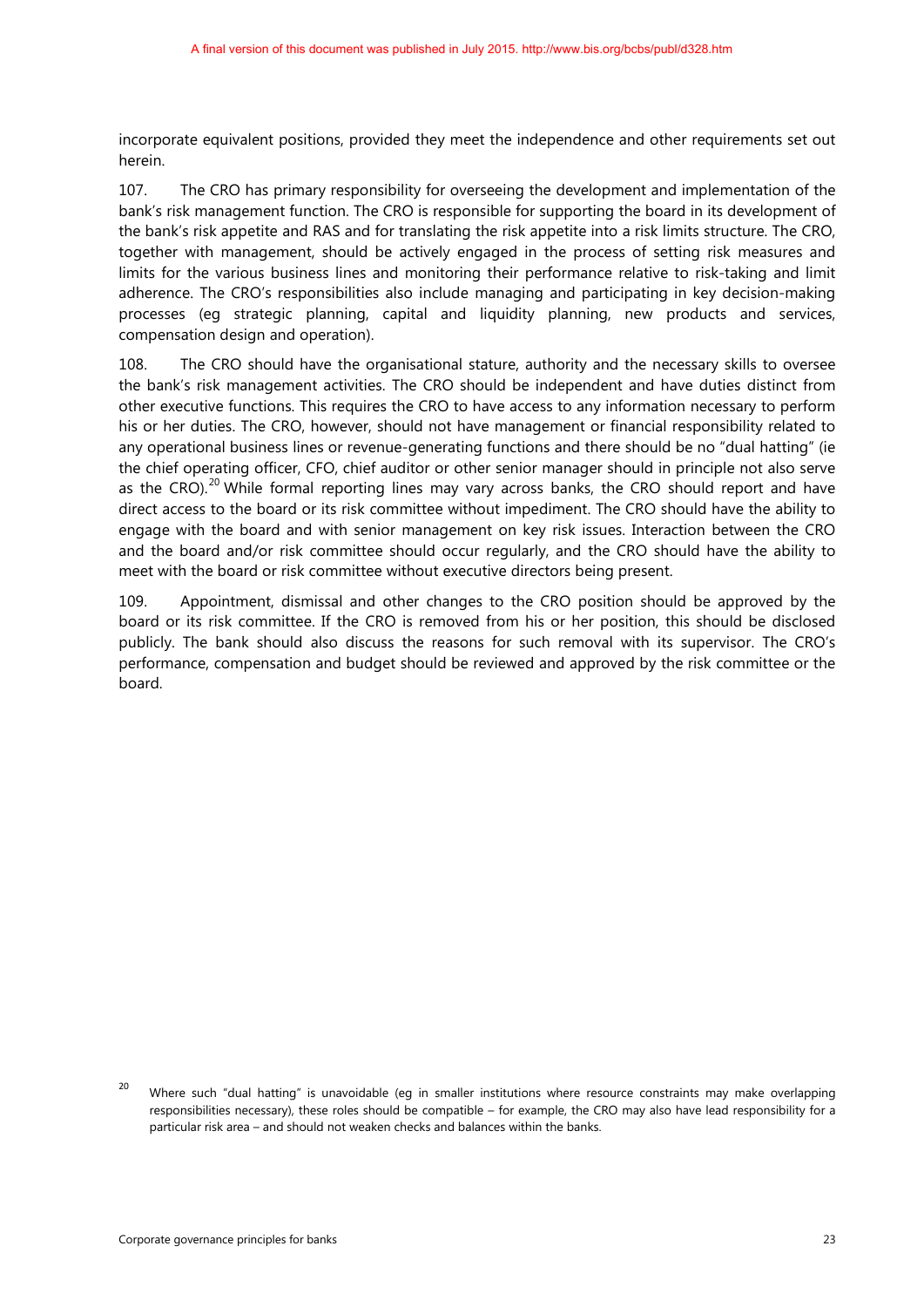incorporate equivalent positions, provided they meet the independence and other requirements set out herein.

107. The CRO has primary responsibility for overseeing the development and implementation of the bank's risk management function. The CRO is responsible for supporting the board in its development of the bank's risk appetite and RAS and for translating the risk appetite into a risk limits structure. The CRO, together with management, should be actively engaged in the process of setting risk measures and limits for the various business lines and monitoring their performance relative to risk-taking and limit adherence. The CRO's responsibilities also include managing and participating in key decision-making processes (eg strategic planning, capital and liquidity planning, new products and services, compensation design and operation).

108. The CRO should have the organisational stature, authority and the necessary skills to oversee the bank's risk management activities. The CRO should be independent and have duties distinct from other executive functions. This requires the CRO to have access to any information necessary to perform his or her duties. The CRO, however, should not have management or financial responsibility related to any operational business lines or revenue-generating functions and there should be no "dual hatting" (ie the chief operating officer, CFO, chief auditor or other senior manager should in principle not also serve as the CRO).[20] While formal reporting lines may vary across banks, the CRO should report and have direct access to the board or its risk committee without impediment. The CRO should have the ability to engage with the board and with senior management on key risk issues. Interaction between the CRO and the board and/or risk committee should occur regularly, and the CRO should have the ability to meet with the board or risk committee without executive directors being present.

109. Appointment, dismissal and other changes to the CRO position should be approved by the board or its risk committee. If the CRO is removed from his or her position, this should be disclosed publicly. The bank should also discuss the reasons for such removal with its supervisor. The CRO's performance, compensation and budget should be reviewed and approved by the risk committee or the board.

[20] Where such "dual hatting" is unavoidable (eg in smaller institutions where resource constraints may make overlapping responsibilities necessary), these roles should be compatible – for example, the CRO may also have lead responsibility for a particular risk area – and should not weaken checks and balances within the banks.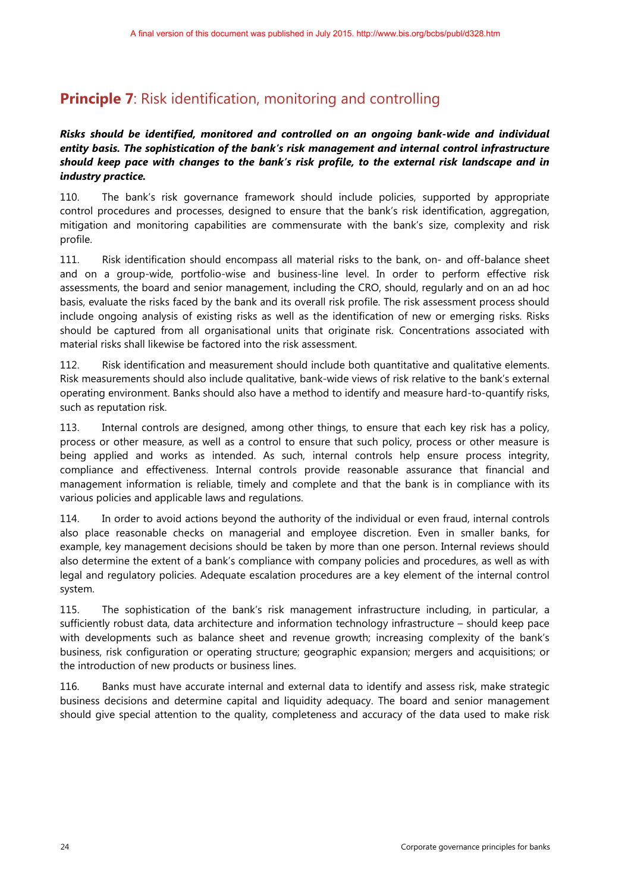A final version of this document was published in July 2015. http://www.bis.org/bcbs/publ/d328.htm

## **Principle 7**: Risk identification, monitoring and controlling

***Risks should be identified, monitored and controlled on an ongoing bank-wide and individual entity basis. The sophistication of the bank's risk management and internal control infrastructure should keep pace with changes to the bank's risk profile, to the external risk landscape and in industry practice.***

110. The bank's risk governance framework should include policies, supported by appropriate control procedures and processes, designed to ensure that the bank's risk identification, aggregation, mitigation and monitoring capabilities are commensurate with the bank's size, complexity and risk profile.

111. Risk identification should encompass all material risks to the bank, on- and off-balance sheet and on a group-wide, portfolio-wise and business-line level. In order to perform effective risk assessments, the board and senior management, including the CRO, should, regularly and on an ad hoc basis, evaluate the risks faced by the bank and its overall risk profile. The risk assessment process should include ongoing analysis of existing risks as well as the identification of new or emerging risks. Risks should be captured from all organisational units that originate risk. Concentrations associated with material risks shall likewise be factored into the risk assessment.

112. Risk identification and measurement should include both quantitative and qualitative elements. Risk measurements should also include qualitative, bank-wide views of risk relative to the bank's external operating environment. Banks should also have a method to identify and measure hard-to-quantify risks, such as reputation risk.

113. Internal controls are designed, among other things, to ensure that each key risk has a policy, process or other measure, as well as a control to ensure that such policy, process or other measure is being applied and works as intended. As such, internal controls help ensure process integrity, compliance and effectiveness. Internal controls provide reasonable assurance that financial and management information is reliable, timely and complete and that the bank is in compliance with its various policies and applicable laws and regulations.

114. In order to avoid actions beyond the authority of the individual or even fraud, internal controls also place reasonable checks on managerial and employee discretion. Even in smaller banks, for example, key management decisions should be taken by more than one person. Internal reviews should also determine the extent of a bank's compliance with company policies and procedures, as well as with legal and regulatory policies. Adequate escalation procedures are a key element of the internal control system.

115. The sophistication of the bank's risk management infrastructure including, in particular, a sufficiently robust data, data architecture and information technology infrastructure – should keep pace with developments such as balance sheet and revenue growth; increasing complexity of the bank's business, risk configuration or operating structure; geographic expansion; mergers and acquisitions; or the introduction of new products or business lines.

116. Banks must have accurate internal and external data to identify and assess risk, make strategic business decisions and determine capital and liquidity adequacy. The board and senior management should give special attention to the quality, completeness and accuracy of the data used to make risk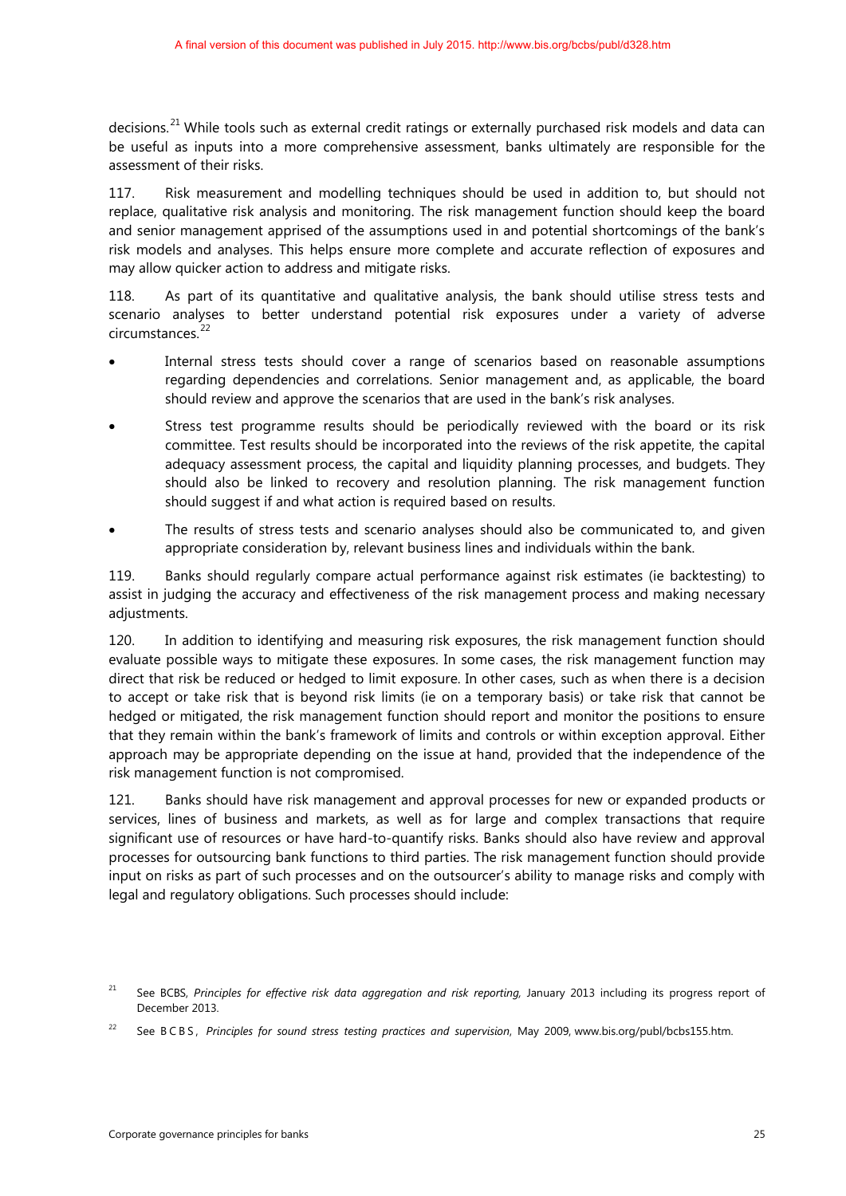decisions.[21] While tools such as external credit ratings or externally purchased risk models and data can be useful as inputs into a more comprehensive assessment, banks ultimately are responsible for the assessment of their risks.

117. Risk measurement and modelling techniques should be used in addition to, but should not replace, qualitative risk analysis and monitoring. The risk management function should keep the board and senior management apprised of the assumptions used in and potential shortcomings of the bank's risk models and analyses. This helps ensure more complete and accurate reflection of exposures and may allow quicker action to address and mitigate risks.

118. As part of its quantitative and qualitative analysis, the bank should utilise stress tests and scenario analyses to better understand potential risk exposures under a variety of adverse circumstances.[22]

- Internal stress tests should cover a range of scenarios based on reasonable assumptions regarding dependencies and correlations. Senior management and, as applicable, the board should review and approve the scenarios that are used in the bank's risk analyses.
- Stress test programme results should be periodically reviewed with the board or its risk committee. Test results should be incorporated into the reviews of the risk appetite, the capital adequacy assessment process, the capital and liquidity planning processes, and budgets. They should also be linked to recovery and resolution planning. The risk management function should suggest if and what action is required based on results.
- The results of stress tests and scenario analyses should also be communicated to, and given appropriate consideration by, relevant business lines and individuals within the bank.

119. Banks should regularly compare actual performance against risk estimates (ie backtesting) to assist in judging the accuracy and effectiveness of the risk management process and making necessary adjustments.

120. In addition to identifying and measuring risk exposures, the risk management function should evaluate possible ways to mitigate these exposures. In some cases, the risk management function may direct that risk be reduced or hedged to limit exposure. In other cases, such as when there is a decision to accept or take risk that is beyond risk limits (ie on a temporary basis) or take risk that cannot be hedged or mitigated, the risk management function should report and monitor the positions to ensure that they remain within the bank's framework of limits and controls or within exception approval. Either approach may be appropriate depending on the issue at hand, provided that the independence of the risk management function is not compromised.

121. Banks should have risk management and approval processes for new or expanded products or services, lines of business and markets, as well as for large and complex transactions that require significant use of resources or have hard-to-quantify risks. Banks should also have review and approval processes for outsourcing bank functions to third parties. The risk management function should provide input on risks as part of such processes and on the outsourcer's ability to manage risks and comply with legal and regulatory obligations. Such processes should include:

[21] See BCBS, *Principles for effective risk data aggregation and risk reporting,* January 2013 including its progress report of December 2013.

[22] See BCBS, *Principles for sound stress testing practices and supervision*, May 2009, www.bis.org/publ/bcbs155.htm.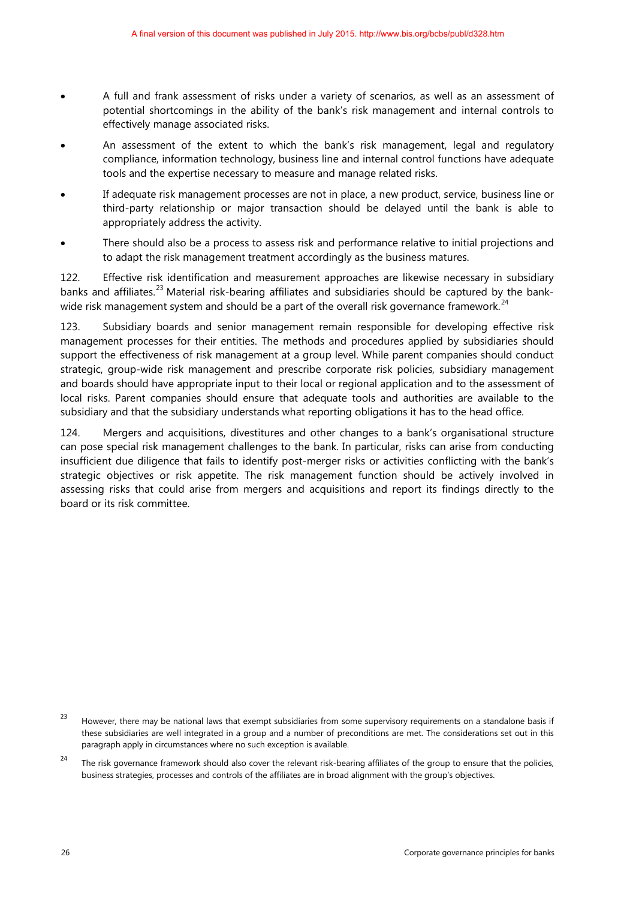- A full and frank assessment of risks under a variety of scenarios, as well as an assessment of potential shortcomings in the ability of the bank's risk management and internal controls to effectively manage associated risks.
- An assessment of the extent to which the bank's risk management, legal and regulatory compliance, information technology, business line and internal control functions have adequate tools and the expertise necessary to measure and manage related risks.
- If adequate risk management processes are not in place, a new product, service, business line or third-party relationship or major transaction should be delayed until the bank is able to appropriately address the activity.
- There should also be a process to assess risk and performance relative to initial projections and to adapt the risk management treatment accordingly as the business matures.

122. Effective risk identification and measurement approaches are likewise necessary in subsidiary banks and affiliates.[23] Material risk-bearing affiliates and subsidiaries should be captured by the bank-wide risk management system and should be a part of the overall risk governance framework.[24]

123. Subsidiary boards and senior management remain responsible for developing effective risk management processes for their entities. The methods and procedures applied by subsidiaries should support the effectiveness of risk management at a group level. While parent companies should conduct strategic, group-wide risk management and prescribe corporate risk policies, subsidiary management and boards should have appropriate input to their local or regional application and to the assessment of local risks. Parent companies should ensure that adequate tools and authorities are available to the subsidiary and that the subsidiary understands what reporting obligations it has to the head office.

124. Mergers and acquisitions, divestitures and other changes to a bank's organisational structure can pose special risk management challenges to the bank. In particular, risks can arise from conducting insufficient due diligence that fails to identify post-merger risks or activities conflicting with the bank's strategic objectives or risk appetite. The risk management function should be actively involved in assessing risks that could arise from mergers and acquisitions and report its findings directly to the board or its risk committee.

[23] However, there may be national laws that exempt subsidiaries from some supervisory requirements on a standalone basis if these subsidiaries are well integrated in a group and a number of preconditions are met. The considerations set out in this paragraph apply in circumstances where no such exception is available.

[24] The risk governance framework should also cover the relevant risk-bearing affiliates of the group to ensure that the policies, business strategies, processes and controls of the affiliates are in broad alignment with the group's objectives.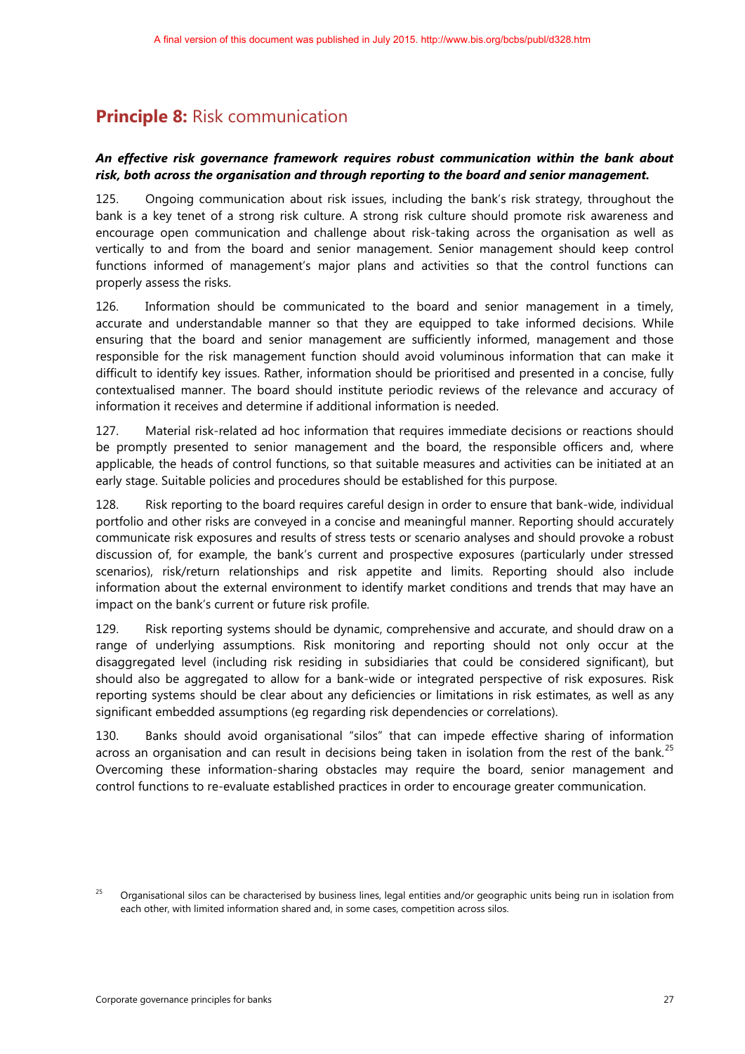## **Principle 8:** Risk communication

***An effective risk governance framework requires robust communication within the bank about risk, both across the organisation and through reporting to the board and senior management.***

125. Ongoing communication about risk issues, including the bank's risk strategy, throughout the bank is a key tenet of a strong risk culture. A strong risk culture should promote risk awareness and encourage open communication and challenge about risk-taking across the organisation as well as vertically to and from the board and senior management. Senior management should keep control functions informed of management's major plans and activities so that the control functions can properly assess the risks.

126. Information should be communicated to the board and senior management in a timely, accurate and understandable manner so that they are equipped to take informed decisions. While ensuring that the board and senior management are sufficiently informed, management and those responsible for the risk management function should avoid voluminous information that can make it difficult to identify key issues. Rather, information should be prioritised and presented in a concise, fully contextualised manner. The board should institute periodic reviews of the relevance and accuracy of information it receives and determine if additional information is needed.

127. Material risk-related ad hoc information that requires immediate decisions or reactions should be promptly presented to senior management and the board, the responsible officers and, where applicable, the heads of control functions, so that suitable measures and activities can be initiated at an early stage. Suitable policies and procedures should be established for this purpose.

128. Risk reporting to the board requires careful design in order to ensure that bank-wide, individual portfolio and other risks are conveyed in a concise and meaningful manner. Reporting should accurately communicate risk exposures and results of stress tests or scenario analyses and should provoke a robust discussion of, for example, the bank's current and prospective exposures (particularly under stressed scenarios), risk/return relationships and risk appetite and limits. Reporting should also include information about the external environment to identify market conditions and trends that may have an impact on the bank's current or future risk profile.

129. Risk reporting systems should be dynamic, comprehensive and accurate, and should draw on a range of underlying assumptions. Risk monitoring and reporting should not only occur at the disaggregated level (including risk residing in subsidiaries that could be considered significant), but should also be aggregated to allow for a bank-wide or integrated perspective of risk exposures. Risk reporting systems should be clear about any deficiencies or limitations in risk estimates, as well as any significant embedded assumptions (eg regarding risk dependencies or correlations).

130. Banks should avoid organisational "silos" that can impede effective sharing of information across an organisation and can result in decisions being taken in isolation from the rest of the bank.[25] Overcoming these information-sharing obstacles may require the board, senior management and control functions to re-evaluate established practices in order to encourage greater communication.

[25] Organisational silos can be characterised by business lines, legal entities and/or geographic units being run in isolation from each other, with limited information shared and, in some cases, competition across silos.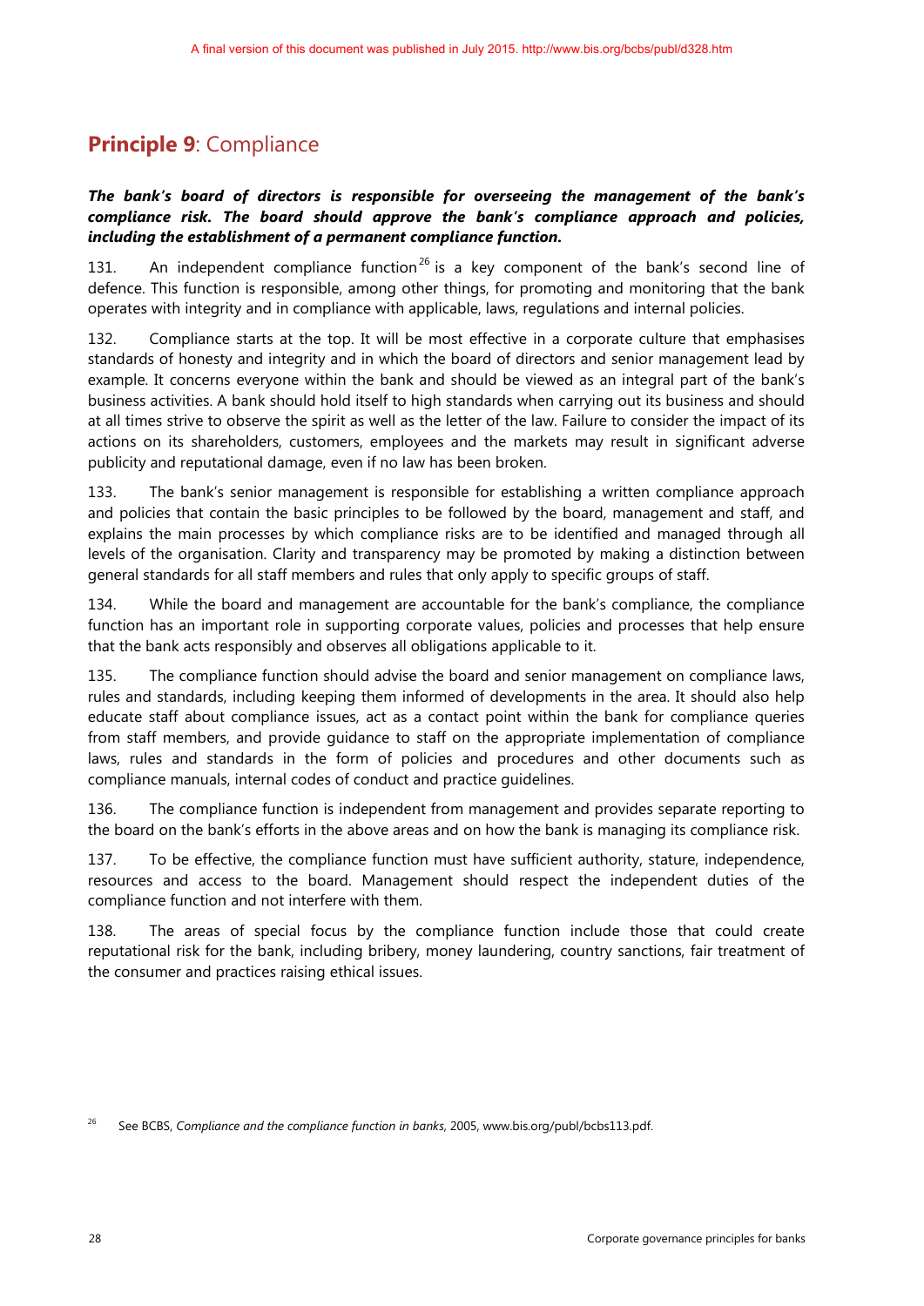A final version of this document was published in July 2015. http://www.bis.org/bcbs/publ/d328.htm

## **Principle 9**: Compliance

***The bank's board of directors is responsible for overseeing the management of the bank's compliance risk. The board should approve the bank's compliance approach and policies, including the establishment of a permanent compliance function.***

131. An independent compliance function[26] is a key component of the bank's second line of defence. This function is responsible, among other things, for promoting and monitoring that the bank operates with integrity and in compliance with applicable, laws, regulations and internal policies.

132. Compliance starts at the top. It will be most effective in a corporate culture that emphasises standards of honesty and integrity and in which the board of directors and senior management lead by example. It concerns everyone within the bank and should be viewed as an integral part of the bank's business activities. A bank should hold itself to high standards when carrying out its business and should at all times strive to observe the spirit as well as the letter of the law. Failure to consider the impact of its actions on its shareholders, customers, employees and the markets may result in significant adverse publicity and reputational damage, even if no law has been broken.

133. The bank's senior management is responsible for establishing a written compliance approach and policies that contain the basic principles to be followed by the board, management and staff, and explains the main processes by which compliance risks are to be identified and managed through all levels of the organisation. Clarity and transparency may be promoted by making a distinction between general standards for all staff members and rules that only apply to specific groups of staff.

134. While the board and management are accountable for the bank's compliance, the compliance function has an important role in supporting corporate values, policies and processes that help ensure that the bank acts responsibly and observes all obligations applicable to it.

135. The compliance function should advise the board and senior management on compliance laws, rules and standards, including keeping them informed of developments in the area. It should also help educate staff about compliance issues, act as a contact point within the bank for compliance queries from staff members, and provide guidance to staff on the appropriate implementation of compliance laws, rules and standards in the form of policies and procedures and other documents such as compliance manuals, internal codes of conduct and practice guidelines.

136. The compliance function is independent from management and provides separate reporting to the board on the bank's efforts in the above areas and on how the bank is managing its compliance risk.

137. To be effective, the compliance function must have sufficient authority, stature, independence, resources and access to the board. Management should respect the independent duties of the compliance function and not interfere with them.

138. The areas of special focus by the compliance function include those that could create reputational risk for the bank, including bribery, money laundering, country sanctions, fair treatment of the consumer and practices raising ethical issues.

[26] See BCBS, *Compliance and the compliance function in banks*, 2005, www.bis.org/publ/bcbs113.pdf.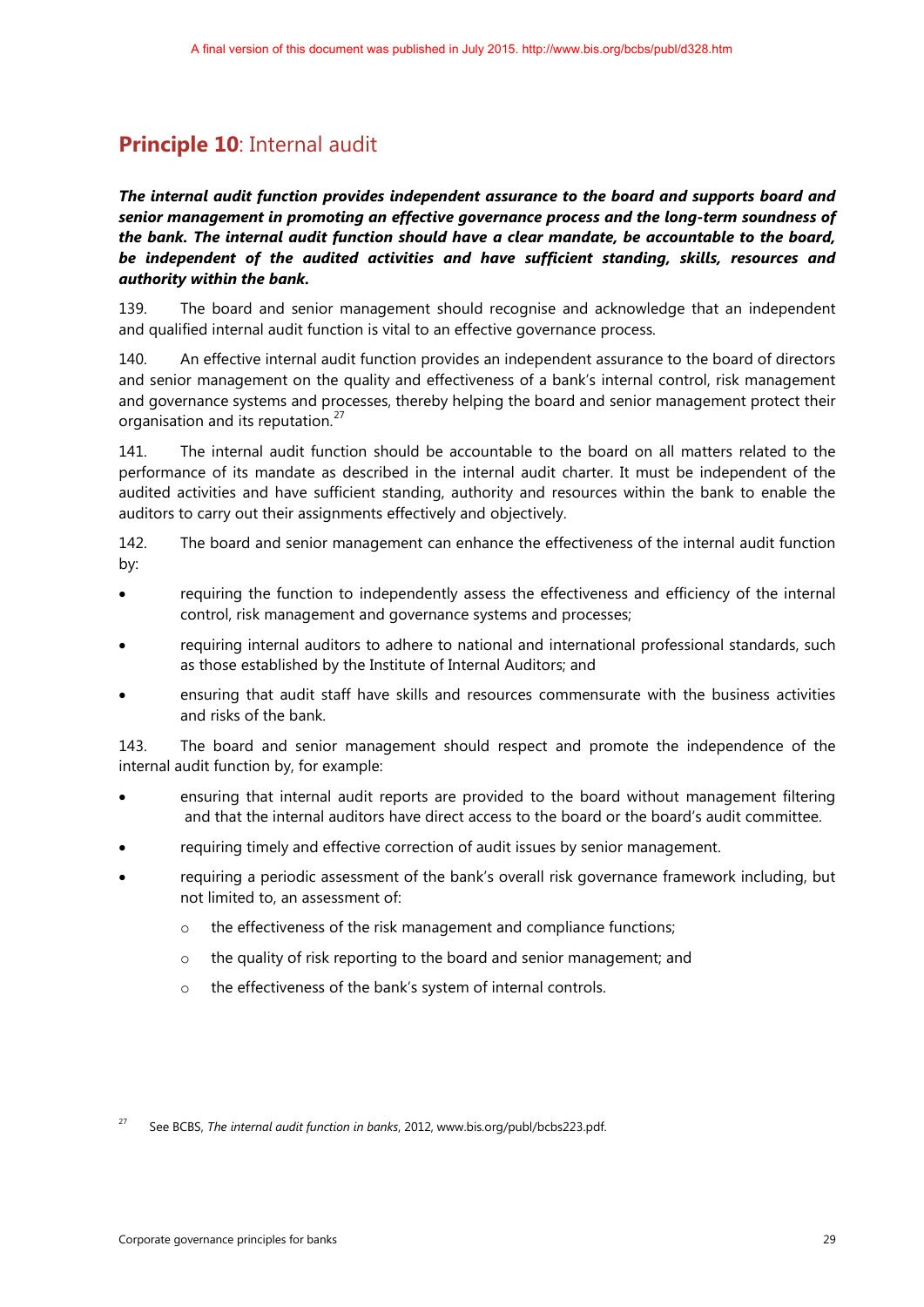## **Principle 10**: Internal audit

***The internal audit function provides independent assurance to the board and supports board and senior management in promoting an effective governance process and the long-term soundness of the bank. The internal audit function should have a clear mandate, be accountable to the board, be independent of the audited activities and have sufficient standing, skills, resources and authority within the bank.***

139. The board and senior management should recognise and acknowledge that an independent and qualified internal audit function is vital to an effective governance process.

140. An effective internal audit function provides an independent assurance to the board of directors and senior management on the quality and effectiveness of a bank's internal control, risk management and governance systems and processes, thereby helping the board and senior management protect their organisation and its reputation.[27]

141. The internal audit function should be accountable to the board on all matters related to the performance of its mandate as described in the internal audit charter. It must be independent of the audited activities and have sufficient standing, authority and resources within the bank to enable the auditors to carry out their assignments effectively and objectively.

142. The board and senior management can enhance the effectiveness of the internal audit function by:

- requiring the function to independently assess the effectiveness and efficiency of the internal control, risk management and governance systems and processes;
- requiring internal auditors to adhere to national and international professional standards, such as those established by the Institute of Internal Auditors; and
- ensuring that audit staff have skills and resources commensurate with the business activities and risks of the bank.

143. The board and senior management should respect and promote the independence of the internal audit function by, for example:

- ensuring that internal audit reports are provided to the board without management filtering and that the internal auditors have direct access to the board or the board's audit committee.
- requiring timely and effective correction of audit issues by senior management.
- requiring a periodic assessment of the bank's overall risk governance framework including, but not limited to, an assessment of:
  - the effectiveness of the risk management and compliance functions;
  - the quality of risk reporting to the board and senior management; and
  - the effectiveness of the bank's system of internal controls.

[27] See BCBS, *The internal audit function in banks*, 2012, www.bis.org/publ/bcbs223.pdf.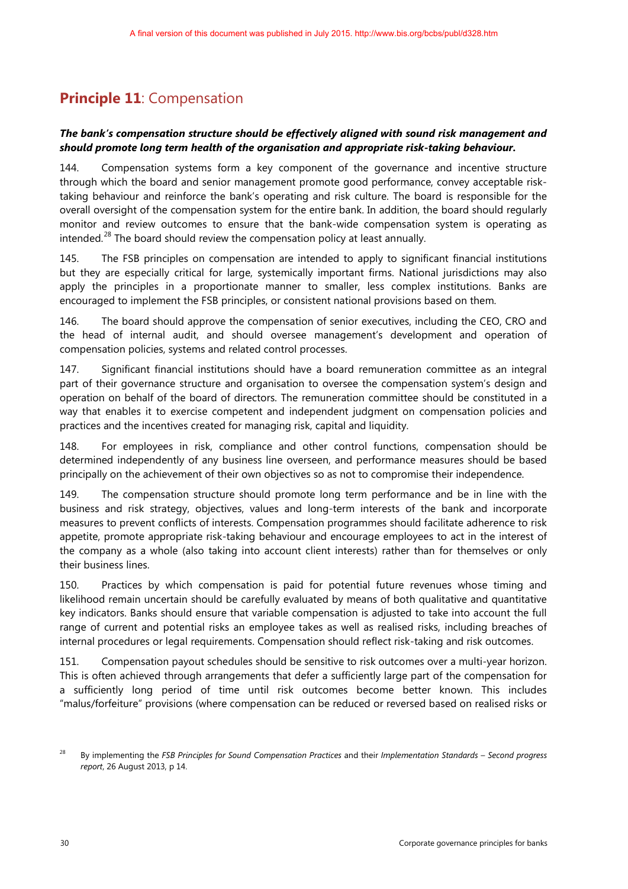## **Principle 11**: Compensation

***The bank's compensation structure should be effectively aligned with sound risk management and should promote long term health of the organisation and appropriate risk-taking behaviour.***

144. Compensation systems form a key component of the governance and incentive structure through which the board and senior management promote good performance, convey acceptable risk-taking behaviour and reinforce the bank's operating and risk culture. The board is responsible for the overall oversight of the compensation system for the entire bank. In addition, the board should regularly monitor and review outcomes to ensure that the bank-wide compensation system is operating as intended.[28] The board should review the compensation policy at least annually.

145. The FSB principles on compensation are intended to apply to significant financial institutions but they are especially critical for large, systemically important firms. National jurisdictions may also apply the principles in a proportionate manner to smaller, less complex institutions. Banks are encouraged to implement the FSB principles, or consistent national provisions based on them.

146. The board should approve the compensation of senior executives, including the CEO, CRO and the head of internal audit, and should oversee management's development and operation of compensation policies, systems and related control processes.

147. Significant financial institutions should have a board remuneration committee as an integral part of their governance structure and organisation to oversee the compensation system's design and operation on behalf of the board of directors. The remuneration committee should be constituted in a way that enables it to exercise competent and independent judgment on compensation policies and practices and the incentives created for managing risk, capital and liquidity.

148. For employees in risk, compliance and other control functions, compensation should be determined independently of any business line overseen, and performance measures should be based principally on the achievement of their own objectives so as not to compromise their independence.

149. The compensation structure should promote long term performance and be in line with the business and risk strategy, objectives, values and long-term interests of the bank and incorporate measures to prevent conflicts of interests. Compensation programmes should facilitate adherence to risk appetite, promote appropriate risk-taking behaviour and encourage employees to act in the interest of the company as a whole (also taking into account client interests) rather than for themselves or only their business lines.

150. Practices by which compensation is paid for potential future revenues whose timing and likelihood remain uncertain should be carefully evaluated by means of both qualitative and quantitative key indicators. Banks should ensure that variable compensation is adjusted to take into account the full range of current and potential risks an employee takes as well as realised risks, including breaches of internal procedures or legal requirements. Compensation should reflect risk-taking and risk outcomes.

151. Compensation payout schedules should be sensitive to risk outcomes over a multi-year horizon. This is often achieved through arrangements that defer a sufficiently large part of the compensation for a sufficiently long period of time until risk outcomes become better known. This includes "malus/forfeiture" provisions (where compensation can be reduced or reversed based on realised risks or

[28] By implementing the *FSB Principles for Sound Compensation Practices* and their *Implementation Standards – Second progress report*, 26 August 2013, p 14.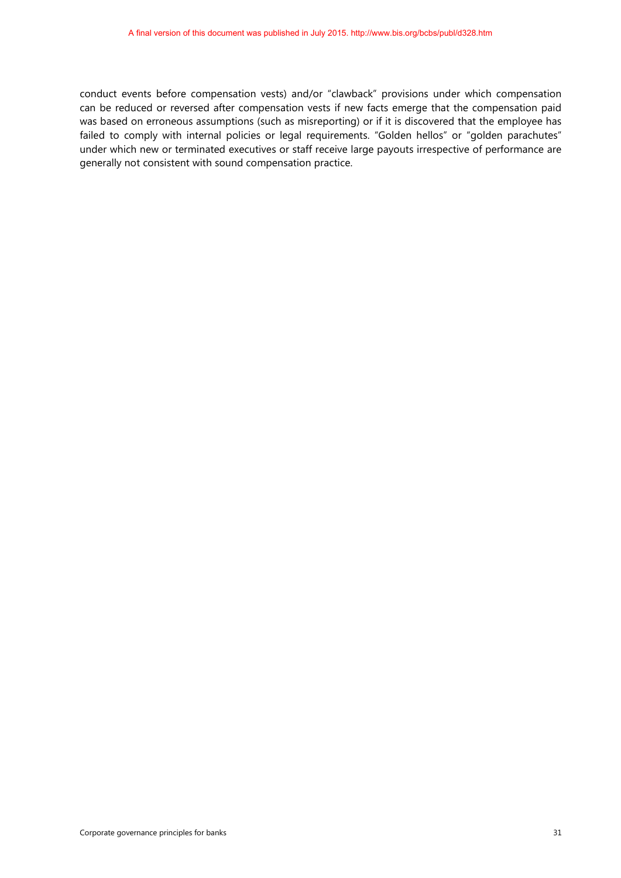conduct events before compensation vests) and/or "clawback" provisions under which compensation can be reduced or reversed after compensation vests if new facts emerge that the compensation paid was based on erroneous assumptions (such as misreporting) or if it is discovered that the employee has failed to comply with internal policies or legal requirements. "Golden hellos" or "golden parachutes" under which new or terminated executives or staff receive large payouts irrespective of performance are generally not consistent with sound compensation practice.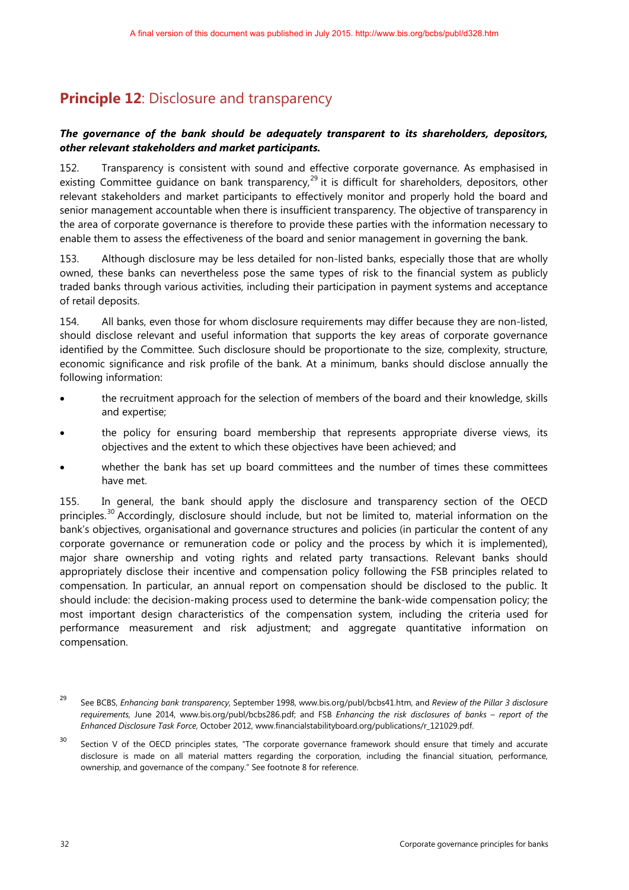A final version of this document was published in July 2015. http://www.bis.org/bcbs/publ/d328.htm

## **Principle 12**: Disclosure and transparency

***The governance of the bank should be adequately transparent to its shareholders, depositors, other relevant stakeholders and market participants.***

152. Transparency is consistent with sound and effective corporate governance. As emphasised in existing Committee guidance on bank transparency,[29] it is difficult for shareholders, depositors, other relevant stakeholders and market participants to effectively monitor and properly hold the board and senior management accountable when there is insufficient transparency. The objective of transparency in the area of corporate governance is therefore to provide these parties with the information necessary to enable them to assess the effectiveness of the board and senior management in governing the bank.

153. Although disclosure may be less detailed for non-listed banks, especially those that are wholly owned, these banks can nevertheless pose the same types of risk to the financial system as publicly traded banks through various activities, including their participation in payment systems and acceptance of retail deposits.

154. All banks, even those for whom disclosure requirements may differ because they are non-listed, should disclose relevant and useful information that supports the key areas of corporate governance identified by the Committee. Such disclosure should be proportionate to the size, complexity, structure, economic significance and risk profile of the bank. At a minimum, banks should disclose annually the following information:

- the recruitment approach for the selection of members of the board and their knowledge, skills and expertise;
- the policy for ensuring board membership that represents appropriate diverse views, its objectives and the extent to which these objectives have been achieved; and
- whether the bank has set up board committees and the number of times these committees have met.

155. In general, the bank should apply the disclosure and transparency section of the OECD principles.[30] Accordingly, disclosure should include, but not be limited to, material information on the bank's objectives, organisational and governance structures and policies (in particular the content of any corporate governance or remuneration code or policy and the process by which it is implemented), major share ownership and voting rights and related party transactions. Relevant banks should appropriately disclose their incentive and compensation policy following the FSB principles related to compensation. In particular, an annual report on compensation should be disclosed to the public. It should include: the decision-making process used to determine the bank-wide compensation policy; the most important design characteristics of the compensation system, including the criteria used for performance measurement and risk adjustment; and aggregate quantitative information on compensation.

---

[29] See BCBS, *Enhancing bank transparency*, September 1998, www.bis.org/publ/bcbs41.htm, and *Review of the Pillar 3 disclosure requirements*, June 2014, www.bis.org/publ/bcbs286.pdf; and FSB *Enhancing the risk disclosures of banks – report of the Enhanced Disclosure Task Force*, October 2012, www.financialstabilityboard.org/publications/r_121029.pdf.

[30] Section V of the OECD principles states, "The corporate governance framework should ensure that timely and accurate disclosure is made on all material matters regarding the corporation, including the financial situation, performance, ownership, and governance of the company." See footnote 8 for reference.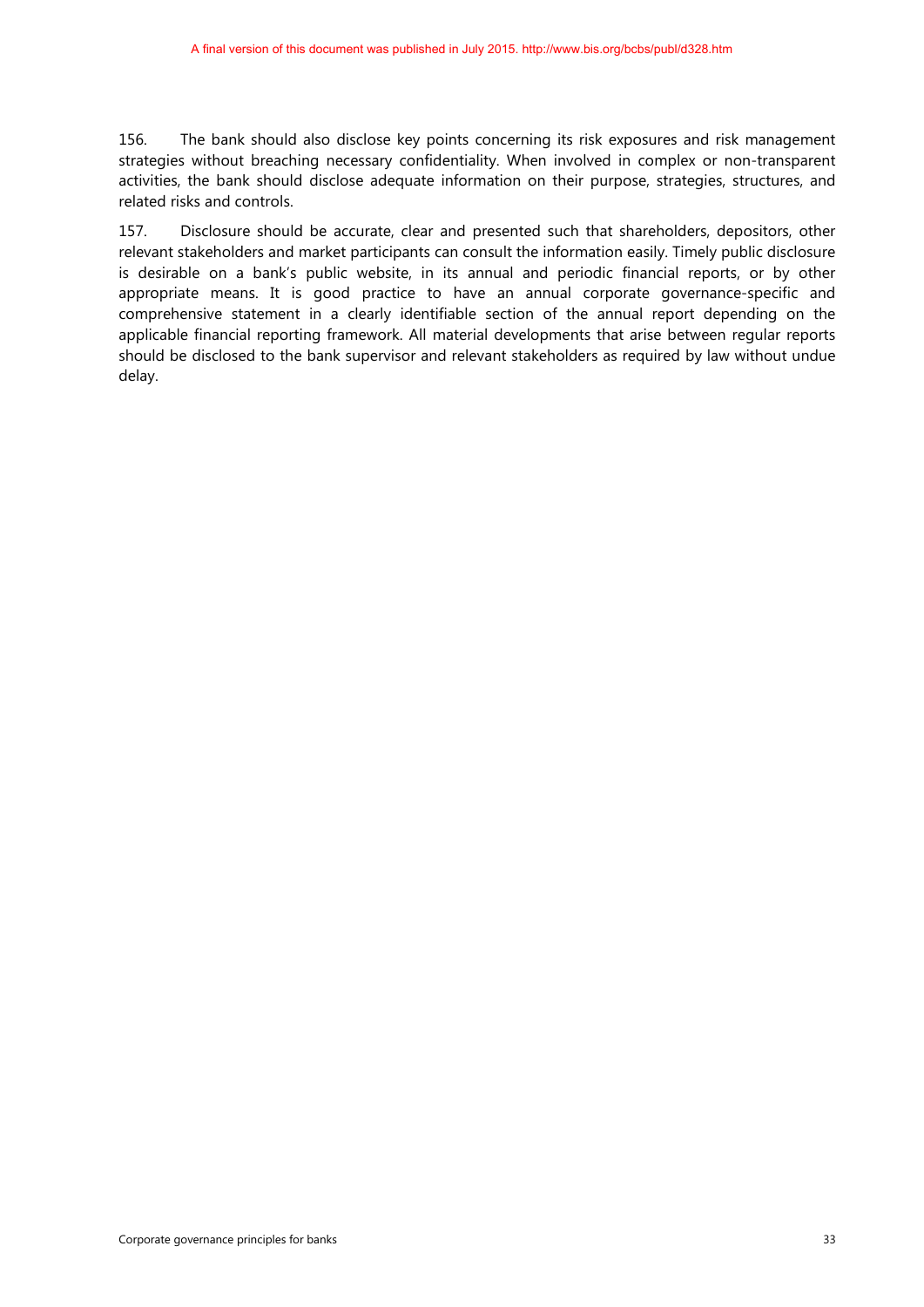156. The bank should also disclose key points concerning its risk exposures and risk management strategies without breaching necessary confidentiality. When involved in complex or non-transparent activities, the bank should disclose adequate information on their purpose, strategies, structures, and related risks and controls.

157. Disclosure should be accurate, clear and presented such that shareholders, depositors, other relevant stakeholders and market participants can consult the information easily. Timely public disclosure is desirable on a bank's public website, in its annual and periodic financial reports, or by other appropriate means. It is good practice to have an annual corporate governance-specific and comprehensive statement in a clearly identifiable section of the annual report depending on the applicable financial reporting framework. All material developments that arise between regular reports should be disclosed to the bank supervisor and relevant stakeholders as required by law without undue delay.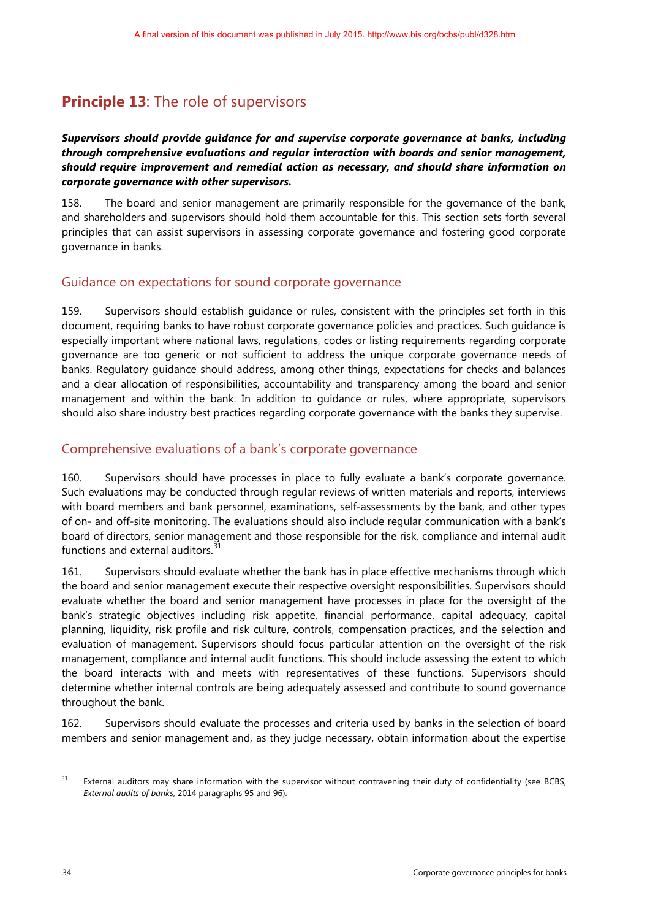A final version of this document was published in July 2015. http://www.bis.org/bcbs/publ/d328.htm

## **Principle 13**: The role of supervisors

***Supervisors should provide guidance for and supervise corporate governance at banks, including through comprehensive evaluations and regular interaction with boards and senior management, should require improvement and remedial action as necessary, and should share information on corporate governance with other supervisors.***

158. The board and senior management are primarily responsible for the governance of the bank, and shareholders and supervisors should hold them accountable for this. This section sets forth several principles that can assist supervisors in assessing corporate governance and fostering good corporate governance in banks.

### Guidance on expectations for sound corporate governance

159. Supervisors should establish guidance or rules, consistent with the principles set forth in this document, requiring banks to have robust corporate governance policies and practices. Such guidance is especially important where national laws, regulations, codes or listing requirements regarding corporate governance are too generic or not sufficient to address the unique corporate governance needs of banks. Regulatory guidance should address, among other things, expectations for checks and balances and a clear allocation of responsibilities, accountability and transparency among the board and senior management and within the bank. In addition to guidance or rules, where appropriate, supervisors should also share industry best practices regarding corporate governance with the banks they supervise.

### Comprehensive evaluations of a bank's corporate governance

160. Supervisors should have processes in place to fully evaluate a bank's corporate governance. Such evaluations may be conducted through regular reviews of written materials and reports, interviews with board members and bank personnel, examinations, self-assessments by the bank, and other types of on- and off-site monitoring. The evaluations should also include regular communication with a bank's board of directors, senior management and those responsible for the risk, compliance and internal audit functions and external auditors.[31]

161. Supervisors should evaluate whether the bank has in place effective mechanisms through which the board and senior management execute their respective oversight responsibilities. Supervisors should evaluate whether the board and senior management have processes in place for the oversight of the bank's strategic objectives including risk appetite, financial performance, capital adequacy, capital planning, liquidity, risk profile and risk culture, controls, compensation practices, and the selection and evaluation of management. Supervisors should focus particular attention on the oversight of the risk management, compliance and internal audit functions. This should include assessing the extent to which the board interacts with and meets with representatives of these functions. Supervisors should determine whether internal controls are being adequately assessed and contribute to sound governance throughout the bank.

162. Supervisors should evaluate the processes and criteria used by banks in the selection of board members and senior management and, as they judge necessary, obtain information about the expertise

[31] External auditors may share information with the supervisor without contravening their duty of confidentiality (see BCBS, *External audits of banks*, 2014 paragraphs 95 and 96).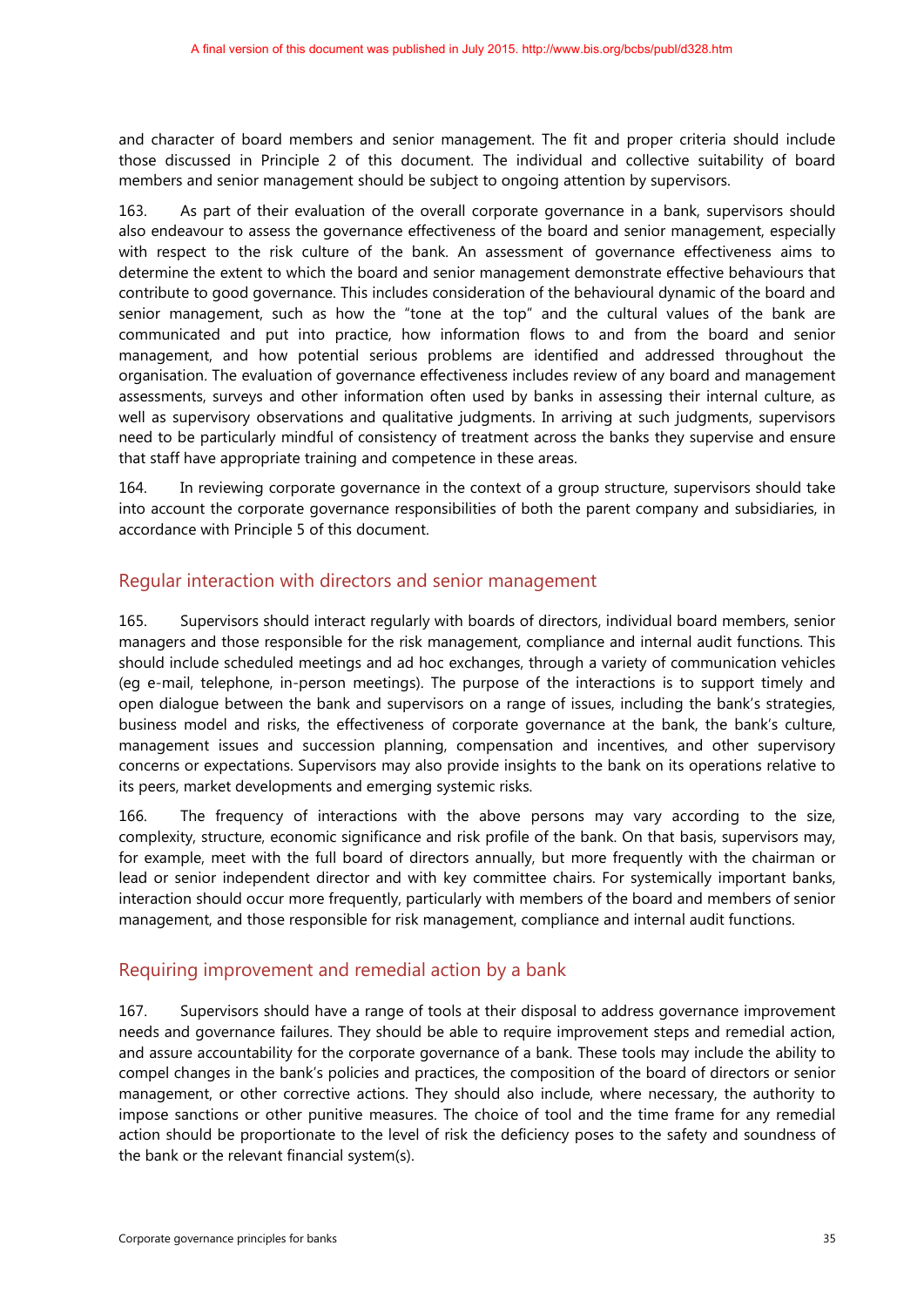and character of board members and senior management. The fit and proper criteria should include those discussed in Principle 2 of this document. The individual and collective suitability of board members and senior management should be subject to ongoing attention by supervisors.

163. As part of their evaluation of the overall corporate governance in a bank, supervisors should also endeavour to assess the governance effectiveness of the board and senior management, especially with respect to the risk culture of the bank. An assessment of governance effectiveness aims to determine the extent to which the board and senior management demonstrate effective behaviours that contribute to good governance. This includes consideration of the behavioural dynamic of the board and senior management, such as how the "tone at the top" and the cultural values of the bank are communicated and put into practice, how information flows to and from the board and senior management, and how potential serious problems are identified and addressed throughout the organisation. The evaluation of governance effectiveness includes review of any board and management assessments, surveys and other information often used by banks in assessing their internal culture, as well as supervisory observations and qualitative judgments. In arriving at such judgments, supervisors need to be particularly mindful of consistency of treatment across the banks they supervise and ensure that staff have appropriate training and competence in these areas.

164. In reviewing corporate governance in the context of a group structure, supervisors should take into account the corporate governance responsibilities of both the parent company and subsidiaries, in accordance with Principle 5 of this document.

## Regular interaction with directors and senior management

165. Supervisors should interact regularly with boards of directors, individual board members, senior managers and those responsible for the risk management, compliance and internal audit functions. This should include scheduled meetings and ad hoc exchanges, through a variety of communication vehicles (eg e-mail, telephone, in-person meetings). The purpose of the interactions is to support timely and open dialogue between the bank and supervisors on a range of issues, including the bank's strategies, business model and risks, the effectiveness of corporate governance at the bank, the bank's culture, management issues and succession planning, compensation and incentives, and other supervisory concerns or expectations. Supervisors may also provide insights to the bank on its operations relative to its peers, market developments and emerging systemic risks.

166. The frequency of interactions with the above persons may vary according to the size, complexity, structure, economic significance and risk profile of the bank. On that basis, supervisors may, for example, meet with the full board of directors annually, but more frequently with the chairman or lead or senior independent director and with key committee chairs. For systemically important banks, interaction should occur more frequently, particularly with members of the board and members of senior management, and those responsible for risk management, compliance and internal audit functions.

## Requiring improvement and remedial action by a bank

167. Supervisors should have a range of tools at their disposal to address governance improvement needs and governance failures. They should be able to require improvement steps and remedial action, and assure accountability for the corporate governance of a bank. These tools may include the ability to compel changes in the bank's policies and practices, the composition of the board of directors or senior management, or other corrective actions. They should also include, where necessary, the authority to impose sanctions or other punitive measures. The choice of tool and the time frame for any remedial action should be proportionate to the level of risk the deficiency poses to the safety and soundness of the bank or the relevant financial system(s).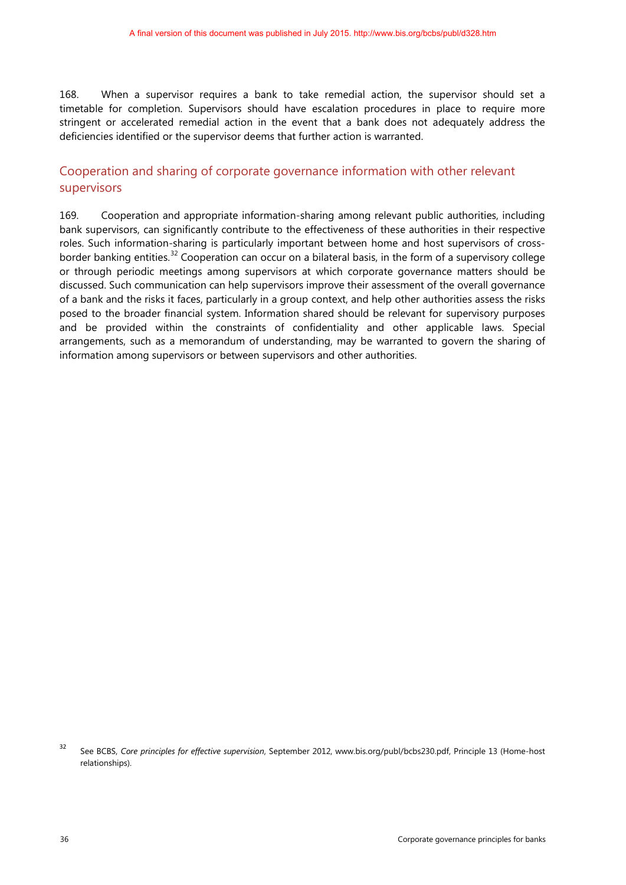168. When a supervisor requires a bank to take remedial action, the supervisor should set a timetable for completion. Supervisors should have escalation procedures in place to require more stringent or accelerated remedial action in the event that a bank does not adequately address the deficiencies identified or the supervisor deems that further action is warranted.

## Cooperation and sharing of corporate governance information with other relevant supervisors

169. Cooperation and appropriate information-sharing among relevant public authorities, including bank supervisors, can significantly contribute to the effectiveness of these authorities in their respective roles. Such information-sharing is particularly important between home and host supervisors of cross-border banking entities.[32] Cooperation can occur on a bilateral basis, in the form of a supervisory college or through periodic meetings among supervisors at which corporate governance matters should be discussed. Such communication can help supervisors improve their assessment of the overall governance of a bank and the risks it faces, particularly in a group context, and help other authorities assess the risks posed to the broader financial system. Information shared should be relevant for supervisory purposes and be provided within the constraints of confidentiality and other applicable laws. Special arrangements, such as a memorandum of understanding, may be warranted to govern the sharing of information among supervisors or between supervisors and other authorities.

[32] See BCBS, *Core principles for effective supervision*, September 2012, www.bis.org/publ/bcbs230.pdf, Principle 13 (Home-host relationships).